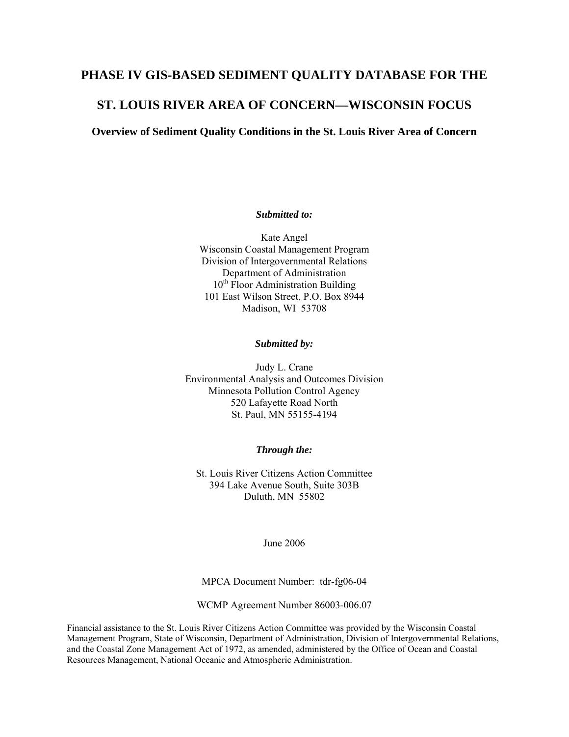# PHASE IV GIS-BASED SEDIMENT QUALITY DATABASE FOR THE ST. LOUIS RIVER AREA OF CONCERN—WISCONSIN FOCUS

## Overview of Sediment Quality Conditions in the St. Louis River Area of Concern

***Submitted to:***

Kate Angel
Wisconsin Coastal Management Program
Division of Intergovernmental Relations
Department of Administration
10th Floor Administration Building
101 East Wilson Street, P.O. Box 8944
Madison, WI 53708

***Submitted by:***

Judy L. Crane
Environmental Analysis and Outcomes Division
Minnesota Pollution Control Agency
520 Lafayette Road North
St. Paul, MN 55155-4194

***Through the:***

St. Louis River Citizens Action Committee
394 Lake Avenue South, Suite 303B
Duluth, MN 55802

June 2006

MPCA Document Number: tdr-fg06-04

WCMP Agreement Number 86003-006.07

Financial assistance to the St. Louis River Citizens Action Committee was provided by the Wisconsin Coastal Management Program, State of Wisconsin, Department of Administration, Division of Intergovernmental Relations, and the Coastal Zone Management Act of 1972, as amended, administered by the Office of Ocean and Coastal Resources Management, National Oceanic and Atmospheric Administration.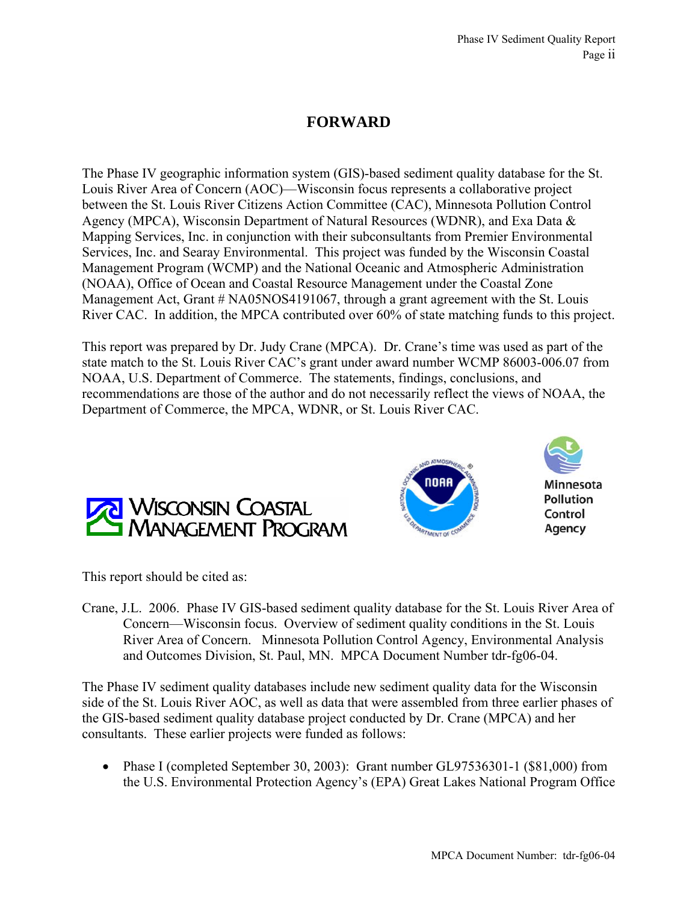# FORWARD

The Phase IV geographic information system (GIS)-based sediment quality database for the St. Louis River Area of Concern (AOC)—Wisconsin focus represents a collaborative project between the St. Louis River Citizens Action Committee (CAC), Minnesota Pollution Control Agency (MPCA), Wisconsin Department of Natural Resources (WDNR), and Exa Data & Mapping Services, Inc. in conjunction with their subconsultants from Premier Environmental Services, Inc. and Searay Environmental. This project was funded by the Wisconsin Coastal Management Program (WCMP) and the National Oceanic and Atmospheric Administration (NOAA), Office of Ocean and Coastal Resource Management under the Coastal Zone Management Act, Grant # NA05NOS4191067, through a grant agreement with the St. Louis River CAC. In addition, the MPCA contributed over 60% of state matching funds to this project.

This report was prepared by Dr. Judy Crane (MPCA). Dr. Crane's time was used as part of the state match to the St. Louis River CAC's grant under award number WCMP 86003-006.07 from NOAA, U.S. Department of Commerce. The statements, findings, conclusions, and recommendations are those of the author and do not necessarily reflect the views of NOAA, the Department of Commerce, the MPCA, WDNR, or St. Louis River CAC.

This report should be cited as:

Crane, J.L. 2006. Phase IV GIS-based sediment quality database for the St. Louis River Area of Concern—Wisconsin focus. Overview of sediment quality conditions in the St. Louis River Area of Concern. Minnesota Pollution Control Agency, Environmental Analysis and Outcomes Division, St. Paul, MN. MPCA Document Number tdr-fg06-04.

The Phase IV sediment quality databases include new sediment quality data for the Wisconsin side of the St. Louis River AOC, as well as data that were assembled from three earlier phases of the GIS-based sediment quality database project conducted by Dr. Crane (MPCA) and her consultants. These earlier projects were funded as follows:

- Phase I (completed September 30, 2003): Grant number GL97536301-1 ($81,000) from the U.S. Environmental Protection Agency's (EPA) Great Lakes National Program Office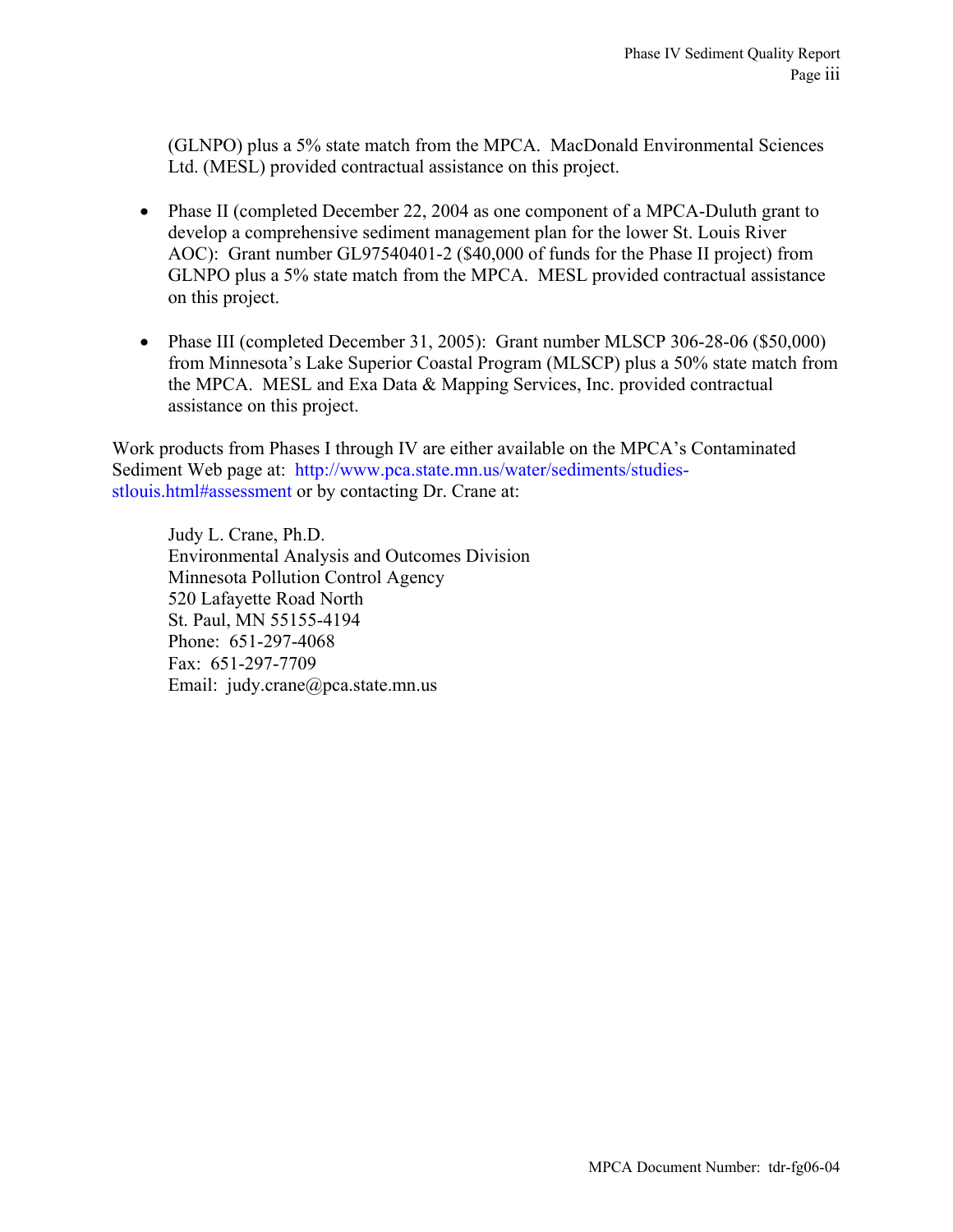(GLNPO) plus a 5% state match from the MPCA. MacDonald Environmental Sciences Ltd. (MESL) provided contractual assistance on this project.

- Phase II (completed December 22, 2004 as one component of a MPCA-Duluth grant to develop a comprehensive sediment management plan for the lower St. Louis River AOC): Grant number GL97540401-2 ($40,000 of funds for the Phase II project) from GLNPO plus a 5% state match from the MPCA. MESL provided contractual assistance on this project.

- Phase III (completed December 31, 2005): Grant number MLSCP 306-28-06 ($50,000) from Minnesota's Lake Superior Coastal Program (MLSCP) plus a 50% state match from the MPCA. MESL and Exa Data & Mapping Services, Inc. provided contractual assistance on this project.

Work products from Phases I through IV are either available on the MPCA's Contaminated Sediment Web page at: http://www.pca.state.mn.us/water/sediments/studies-stlouis.html#assessment or by contacting Dr. Crane at:

Judy L. Crane, Ph.D.
Environmental Analysis and Outcomes Division
Minnesota Pollution Control Agency
520 Lafayette Road North
St. Paul, MN 55155-4194
Phone: 651-297-4068
Fax: 651-297-7709
Email: judy.crane@pca.state.mn.us

MPCA Document Number: tdr-fg06-04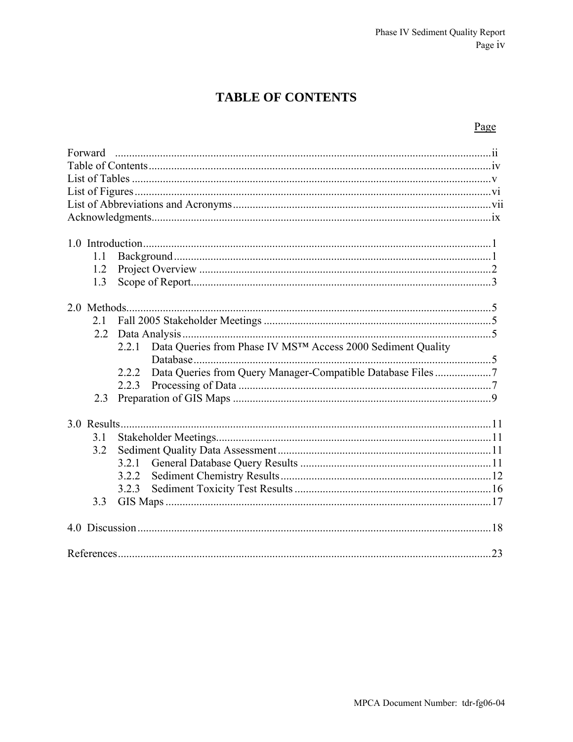# TABLE OF CONTENTS

| | Page |
|---|---|
| Forward | ii |
| Table of Contents | iv |
| List of Tables | v |
| List of Figures | vi |
| List of Abbreviations and Acronyms | vii |
| Acknowledgments | ix |
| 1.0 Introduction | 1 |
| 1.1 Background | 1 |
| 1.2 Project Overview | 2 |
| 1.3 Scope of Report | 3 |
| 2.0 Methods | 5 |
| 2.1 Fall 2005 Stakeholder Meetings | 5 |
| 2.2 Data Analysis | 5 |
| 2.2.1 Data Queries from Phase IV MS™ Access 2000 Sediment Quality Database | 5 |
| 2.2.2 Data Queries from Query Manager-Compatible Database Files | 7 |
| 2.2.3 Processing of Data | 7 |
| 2.3 Preparation of GIS Maps | 9 |
| 3.0 Results | 11 |
| 3.1 Stakeholder Meetings | 11 |
| 3.2 Sediment Quality Data Assessment | 11 |
| 3.2.1 General Database Query Results | 11 |
| 3.2.2 Sediment Chemistry Results | 12 |
| 3.2.3 Sediment Toxicity Test Results | 16 |
| 3.3 GIS Maps | 17 |
| 4.0 Discussion | 18 |
| References | 23 |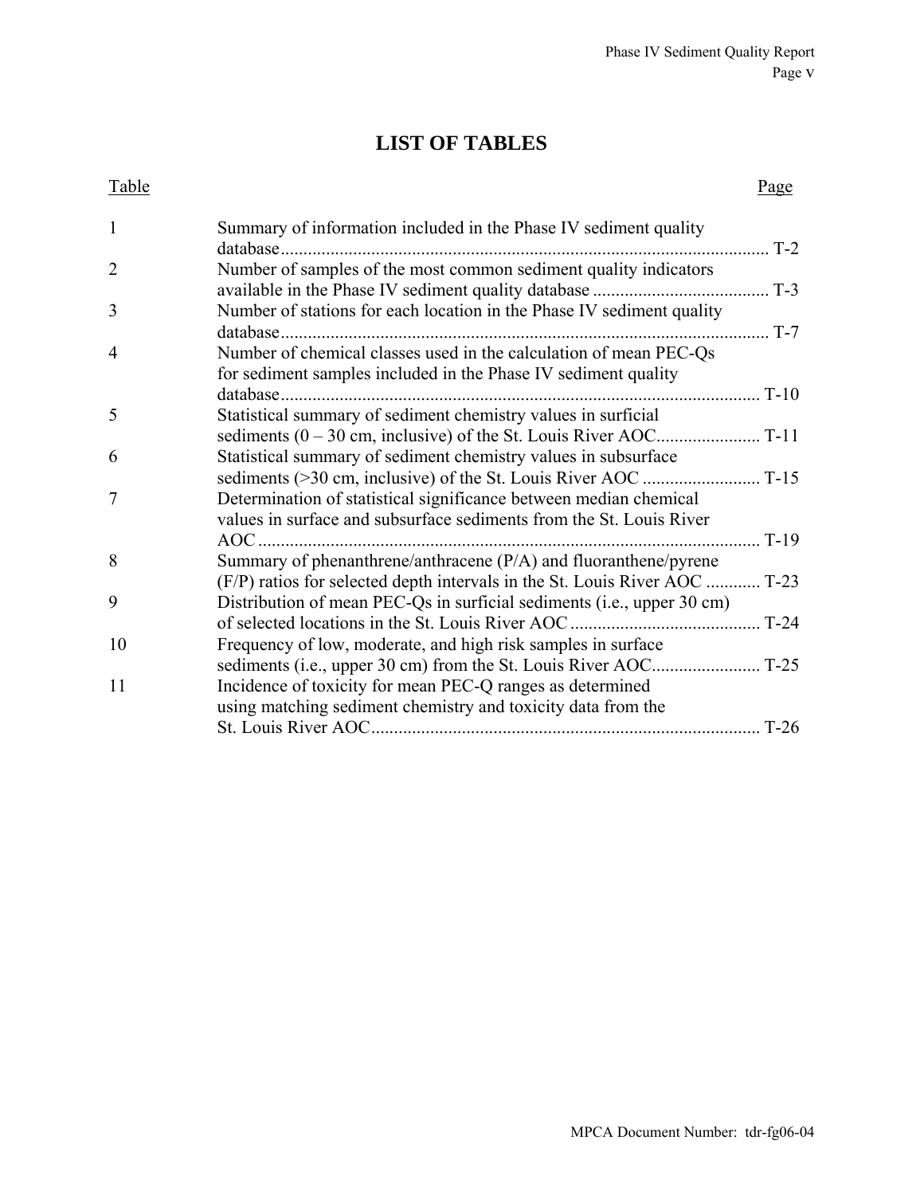# LIST OF TABLES

| Table | | Page |
|---|---|---|
| 1 | Summary of information included in the Phase IV sediment quality database | T-2 |
| 2 | Number of samples of the most common sediment quality indicators available in the Phase IV sediment quality database | T-3 |
| 3 | Number of stations for each location in the Phase IV sediment quality database | T-7 |
| 4 | Number of chemical classes used in the calculation of mean PEC-Qs for sediment samples included in the Phase IV sediment quality database | T-10 |
| 5 | Statistical summary of sediment chemistry values in surficial sediments (0 – 30 cm, inclusive) of the St. Louis River AOC | T-11 |
| 6 | Statistical summary of sediment chemistry values in subsurface sediments (>30 cm, inclusive) of the St. Louis River AOC | T-15 |
| 7 | Determination of statistical significance between median chemical values in surface and subsurface sediments from the St. Louis River AOC | T-19 |
| 8 | Summary of phenanthrene/anthracene (P/A) and fluoranthene/pyrene (F/P) ratios for selected depth intervals in the St. Louis River AOC | T-23 |
| 9 | Distribution of mean PEC-Qs in surficial sediments (i.e., upper 30 cm) of selected locations in the St. Louis River AOC | T-24 |
| 10 | Frequency of low, moderate, and high risk samples in surface sediments (i.e., upper 30 cm) from the St. Louis River AOC | T-25 |
| 11 | Incidence of toxicity for mean PEC-Q ranges as determined using matching sediment chemistry and toxicity data from the St. Louis River AOC | T-26 |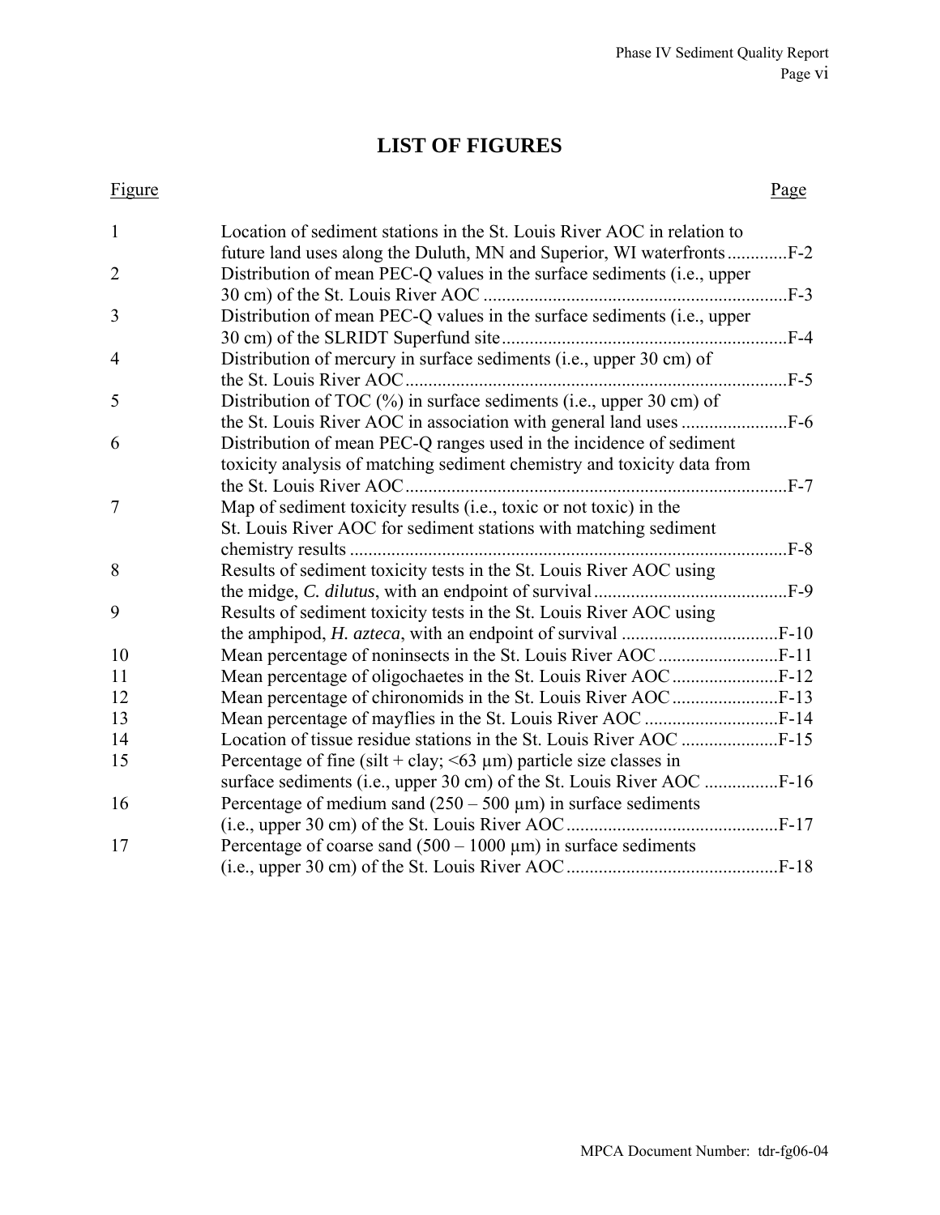# LIST OF FIGURES

| Figure | | Page |
|---|---|---|
| 1 | Location of sediment stations in the St. Louis River AOC in relation to future land uses along the Duluth, MN and Superior, WI waterfronts | F-2 |
| 2 | Distribution of mean PEC-Q values in the surface sediments (i.e., upper 30 cm) of the St. Louis River AOC | F-3 |
| 3 | Distribution of mean PEC-Q values in the surface sediments (i.e., upper 30 cm) of the SLRIDT Superfund site | F-4 |
| 4 | Distribution of mercury in surface sediments (i.e., upper 30 cm) of the St. Louis River AOC | F-5 |
| 5 | Distribution of TOC (%) in surface sediments (i.e., upper 30 cm) of the St. Louis River AOC in association with general land uses | F-6 |
| 6 | Distribution of mean PEC-Q ranges used in the incidence of sediment toxicity analysis of matching sediment chemistry and toxicity data from the St. Louis River AOC | F-7 |
| 7 | Map of sediment toxicity results (i.e., toxic or not toxic) in the St. Louis River AOC for sediment stations with matching sediment chemistry results | F-8 |
| 8 | Results of sediment toxicity tests in the St. Louis River AOC using the midge, *C. dilutus*, with an endpoint of survival | F-9 |
| 9 | Results of sediment toxicity tests in the St. Louis River AOC using the amphipod, *H. azteca*, with an endpoint of survival | F-10 |
| 10 | Mean percentage of noninsects in the St. Louis River AOC | F-11 |
| 11 | Mean percentage of oligochaetes in the St. Louis River AOC | F-12 |
| 12 | Mean percentage of chironomids in the St. Louis River AOC | F-13 |
| 13 | Mean percentage of mayflies in the St. Louis River AOC | F-14 |
| 14 | Location of tissue residue stations in the St. Louis River AOC | F-15 |
| 15 | Percentage of fine (silt + clay; <63 µm) particle size classes in surface sediments (i.e., upper 30 cm) of the St. Louis River AOC | F-16 |
| 16 | Percentage of medium sand (250 – 500 µm) in surface sediments (i.e., upper 30 cm) of the St. Louis River AOC | F-17 |
| 17 | Percentage of coarse sand (500 – 1000 µm) in surface sediments (i.e., upper 30 cm) of the St. Louis River AOC | F-18 |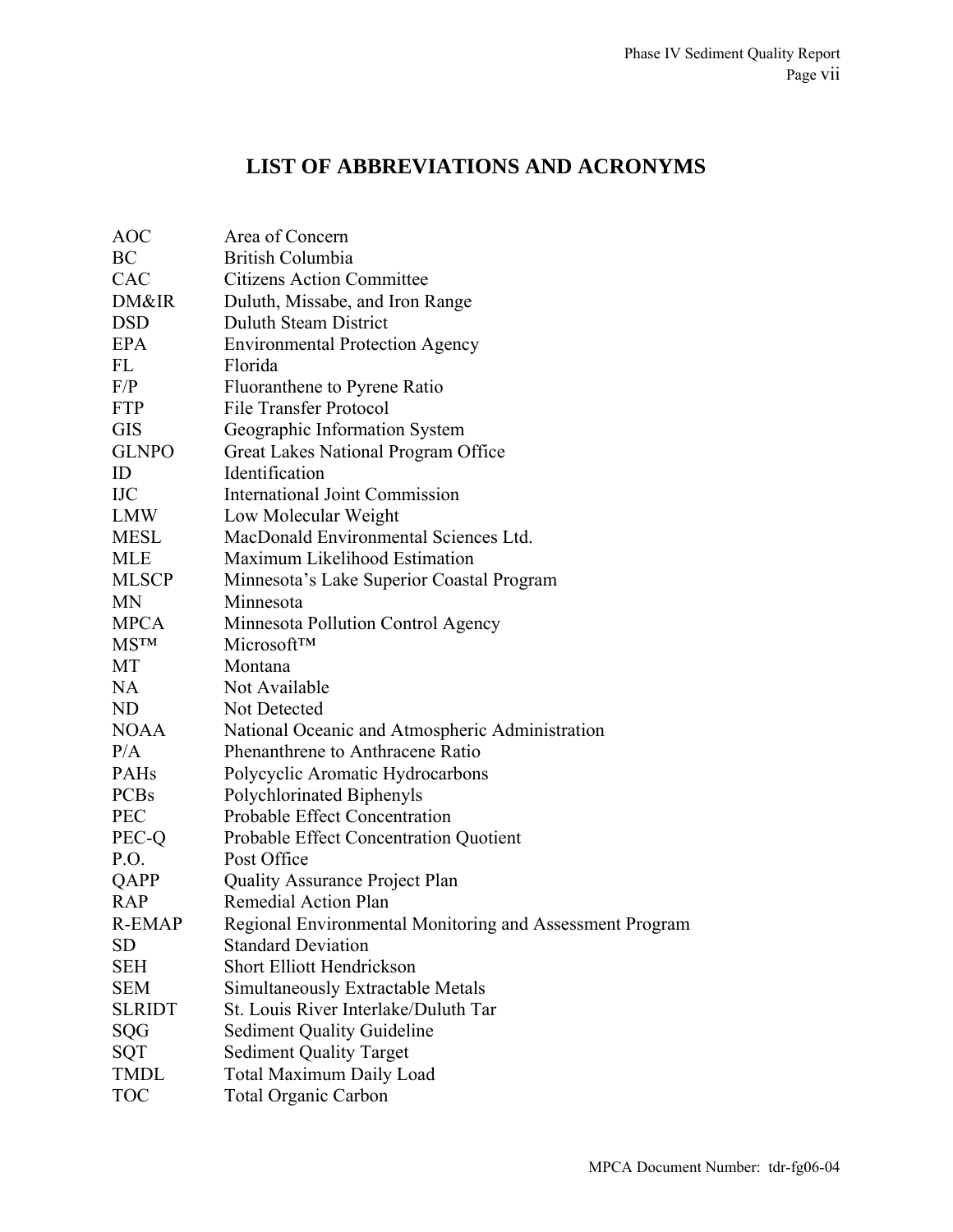# LIST OF ABBREVIATIONS AND ACRONYMS

| | |
|---|---|
| AOC | Area of Concern |
| BC | British Columbia |
| CAC | Citizens Action Committee |
| DM&IR | Duluth, Missabe, and Iron Range |
| DSD | Duluth Steam District |
| EPA | Environmental Protection Agency |
| FL | Florida |
| F/P | Fluoranthene to Pyrene Ratio |
| FTP | File Transfer Protocol |
| GIS | Geographic Information System |
| GLNPO | Great Lakes National Program Office |
| ID | Identification |
| IJC | International Joint Commission |
| LMW | Low Molecular Weight |
| MESL | MacDonald Environmental Sciences Ltd. |
| MLE | Maximum Likelihood Estimation |
| MLSCP | Minnesota's Lake Superior Coastal Program |
| MN | Minnesota |
| MPCA | Minnesota Pollution Control Agency |
| MS™ | Microsoft™ |
| MT | Montana |
| NA | Not Available |
| ND | Not Detected |
| NOAA | National Oceanic and Atmospheric Administration |
| P/A | Phenanthrene to Anthracene Ratio |
| PAHs | Polycyclic Aromatic Hydrocarbons |
| PCBs | Polychlorinated Biphenyls |
| PEC | Probable Effect Concentration |
| PEC-Q | Probable Effect Concentration Quotient |
| P.O. | Post Office |
| QAPP | Quality Assurance Project Plan |
| RAP | Remedial Action Plan |
| R-EMAP | Regional Environmental Monitoring and Assessment Program |
| SD | Standard Deviation |
| SEH | Short Elliott Hendrickson |
| SEM | Simultaneously Extractable Metals |
| SLRIDT | St. Louis River Interlake/Duluth Tar |
| SQG | Sediment Quality Guideline |
| SQT | Sediment Quality Target |
| TMDL | Total Maximum Daily Load |
| TOC | Total Organic Carbon |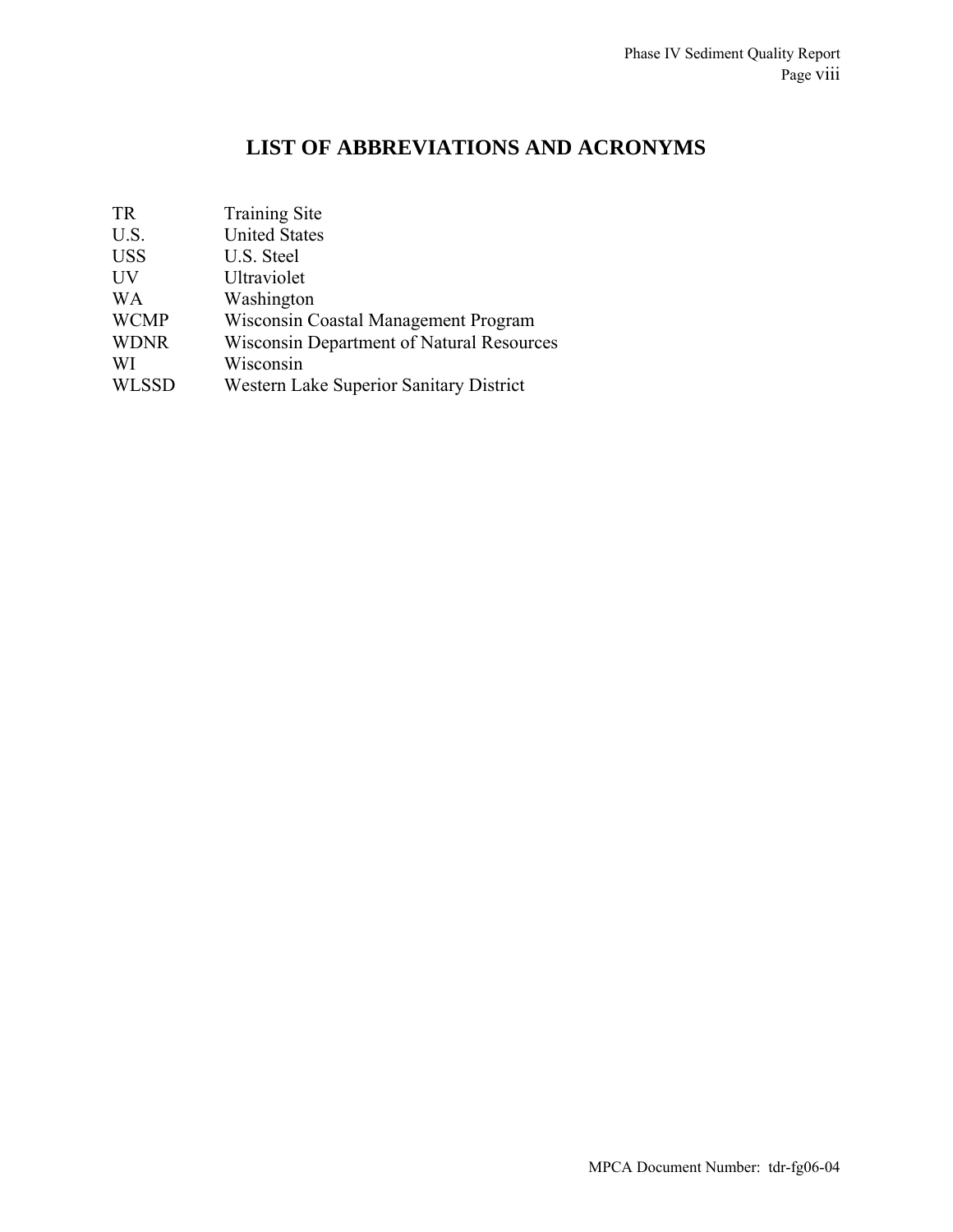# LIST OF ABBREVIATIONS AND ACRONYMS

| | |
|---|---|
| TR | Training Site |
| U.S. | United States |
| USS | U.S. Steel |
| UV | Ultraviolet |
| WA | Washington |
| WCMP | Wisconsin Coastal Management Program |
| WDNR | Wisconsin Department of Natural Resources |
| WI | Wisconsin |
| WLSSD | Western Lake Superior Sanitary District |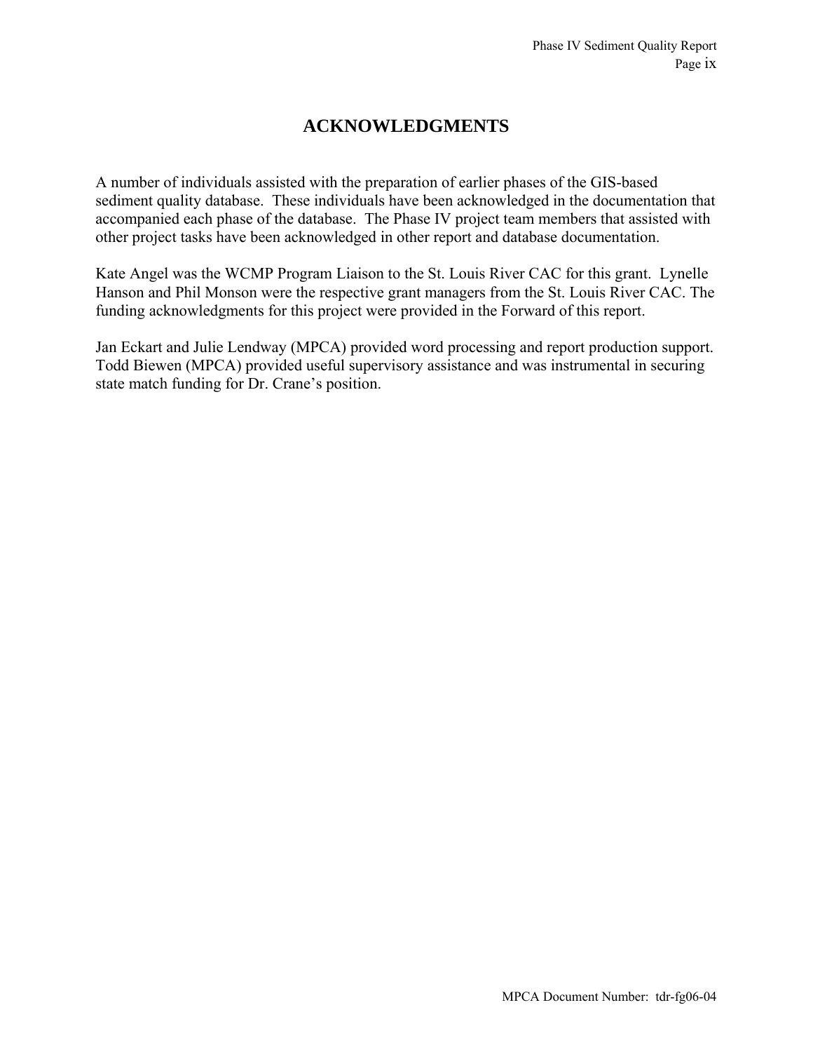# ACKNOWLEDGMENTS

A number of individuals assisted with the preparation of earlier phases of the GIS-based sediment quality database. These individuals have been acknowledged in the documentation that accompanied each phase of the database. The Phase IV project team members that assisted with other project tasks have been acknowledged in other report and database documentation.

Kate Angel was the WCMP Program Liaison to the St. Louis River CAC for this grant. Lynelle Hanson and Phil Monson were the respective grant managers from the St. Louis River CAC. The funding acknowledgments for this project were provided in the Forward of this report.

Jan Eckart and Julie Lendway (MPCA) provided word processing and report production support. Todd Biewen (MPCA) provided useful supervisory assistance and was instrumental in securing state match funding for Dr. Crane's position.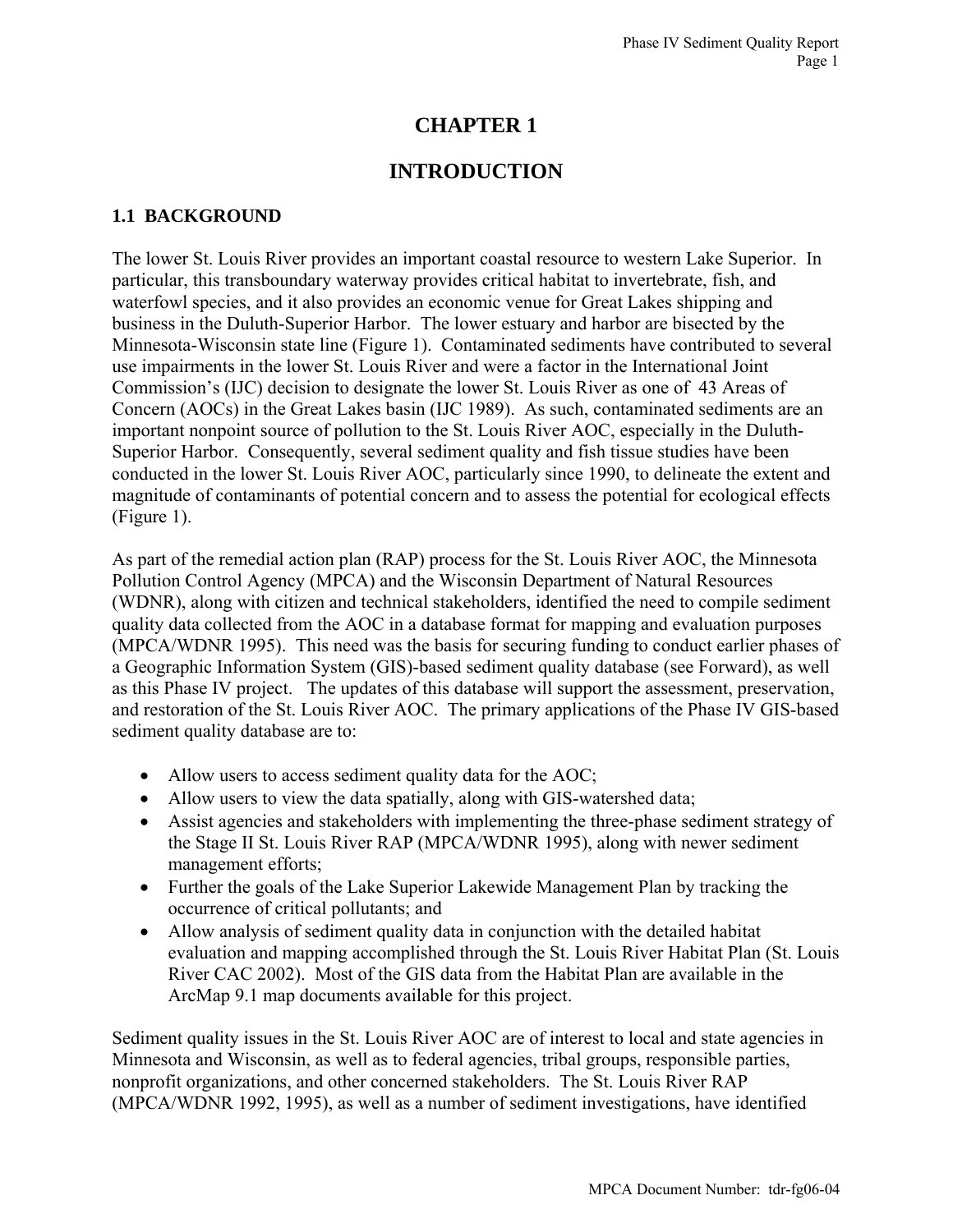# CHAPTER 1

# INTRODUCTION

## 1.1 BACKGROUND

The lower St. Louis River provides an important coastal resource to western Lake Superior. In particular, this transboundary waterway provides critical habitat to invertebrate, fish, and waterfowl species, and it also provides an economic venue for Great Lakes shipping and business in the Duluth-Superior Harbor. The lower estuary and harbor are bisected by the Minnesota-Wisconsin state line (Figure 1). Contaminated sediments have contributed to several use impairments in the lower St. Louis River and were a factor in the International Joint Commission's (IJC) decision to designate the lower St. Louis River as one of 43 Areas of Concern (AOCs) in the Great Lakes basin (IJC 1989). As such, contaminated sediments are an important nonpoint source of pollution to the St. Louis River AOC, especially in the Duluth-Superior Harbor. Consequently, several sediment quality and fish tissue studies have been conducted in the lower St. Louis River AOC, particularly since 1990, to delineate the extent and magnitude of contaminants of potential concern and to assess the potential for ecological effects (Figure 1).

As part of the remedial action plan (RAP) process for the St. Louis River AOC, the Minnesota Pollution Control Agency (MPCA) and the Wisconsin Department of Natural Resources (WDNR), along with citizen and technical stakeholders, identified the need to compile sediment quality data collected from the AOC in a database format for mapping and evaluation purposes (MPCA/WDNR 1995). This need was the basis for securing funding to conduct earlier phases of a Geographic Information System (GIS)-based sediment quality database (see Forward), as well as this Phase IV project. The updates of this database will support the assessment, preservation, and restoration of the St. Louis River AOC. The primary applications of the Phase IV GIS-based sediment quality database are to:

- Allow users to access sediment quality data for the AOC;
- Allow users to view the data spatially, along with GIS-watershed data;
- Assist agencies and stakeholders with implementing the three-phase sediment strategy of the Stage II St. Louis River RAP (MPCA/WDNR 1995), along with newer sediment management efforts;
- Further the goals of the Lake Superior Lakewide Management Plan by tracking the occurrence of critical pollutants; and
- Allow analysis of sediment quality data in conjunction with the detailed habitat evaluation and mapping accomplished through the St. Louis River Habitat Plan (St. Louis River CAC 2002). Most of the GIS data from the Habitat Plan are available in the ArcMap 9.1 map documents available for this project.

Sediment quality issues in the St. Louis River AOC are of interest to local and state agencies in Minnesota and Wisconsin, as well as to federal agencies, tribal groups, responsible parties, nonprofit organizations, and other concerned stakeholders. The St. Louis River RAP (MPCA/WDNR 1992, 1995), as well as a number of sediment investigations, have identified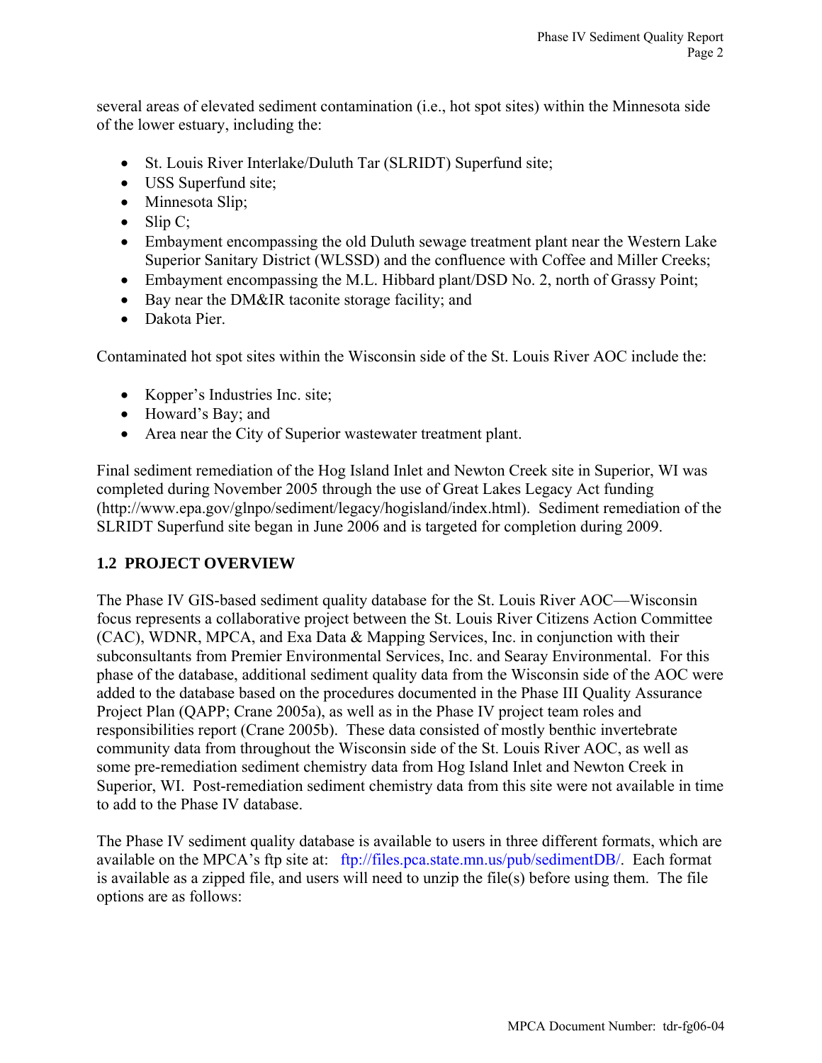several areas of elevated sediment contamination (i.e., hot spot sites) within the Minnesota side of the lower estuary, including the:

- St. Louis River Interlake/Duluth Tar (SLRIDT) Superfund site;
- USS Superfund site;
- Minnesota Slip;
- Slip C;
- Embayment encompassing the old Duluth sewage treatment plant near the Western Lake Superior Sanitary District (WLSSD) and the confluence with Coffee and Miller Creeks;
- Embayment encompassing the M.L. Hibbard plant/DSD No. 2, north of Grassy Point;
- Bay near the DM&IR taconite storage facility; and
- Dakota Pier.

Contaminated hot spot sites within the Wisconsin side of the St. Louis River AOC include the:

- Kopper's Industries Inc. site;
- Howard's Bay; and
- Area near the City of Superior wastewater treatment plant.

Final sediment remediation of the Hog Island Inlet and Newton Creek site in Superior, WI was completed during November 2005 through the use of Great Lakes Legacy Act funding (http://www.epa.gov/glnpo/sediment/legacy/hogisland/index.html). Sediment remediation of the SLRIDT Superfund site began in June 2006 and is targeted for completion during 2009.

## 1.2 PROJECT OVERVIEW

The Phase IV GIS-based sediment quality database for the St. Louis River AOC—Wisconsin focus represents a collaborative project between the St. Louis River Citizens Action Committee (CAC), WDNR, MPCA, and Exa Data & Mapping Services, Inc. in conjunction with their subconsultants from Premier Environmental Services, Inc. and Searay Environmental. For this phase of the database, additional sediment quality data from the Wisconsin side of the AOC were added to the database based on the procedures documented in the Phase III Quality Assurance Project Plan (QAPP; Crane 2005a), as well as in the Phase IV project team roles and responsibilities report (Crane 2005b). These data consisted of mostly benthic invertebrate community data from throughout the Wisconsin side of the St. Louis River AOC, as well as some pre-remediation sediment chemistry data from Hog Island Inlet and Newton Creek in Superior, WI. Post-remediation sediment chemistry data from this site were not available in time to add to the Phase IV database.

The Phase IV sediment quality database is available to users in three different formats, which are available on the MPCA's ftp site at: ftp://files.pca.state.mn.us/pub/sedimentDB/. Each format is available as a zipped file, and users will need to unzip the file(s) before using them. The file options are as follows: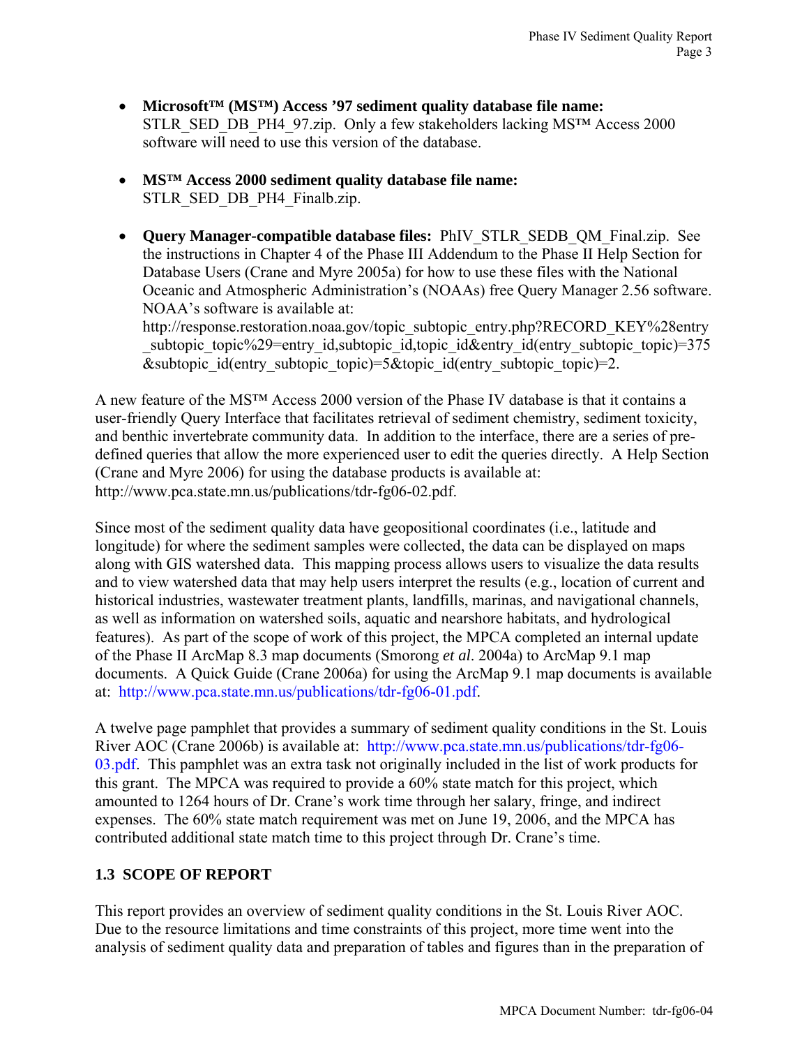- **Microsoft™ (MS™) Access '97 sediment quality database file name:** STLR_SED_DB_PH4_97.zip. Only a few stakeholders lacking MS™ Access 2000 software will need to use this version of the database.

- **MS™ Access 2000 sediment quality database file name:** STLR_SED_DB_PH4_Finalb.zip.

- **Query Manager-compatible database files:** PhIV_STLR_SEDB_QM_Final.zip. See the instructions in Chapter 4 of the Phase III Addendum to the Phase II Help Section for Database Users (Crane and Myre 2005a) for how to use these files with the National Oceanic and Atmospheric Administration's (NOAAs) free Query Manager 2.56 software. NOAA's software is available at: http://response.restoration.noaa.gov/topic_subtopic_entry.php?RECORD_KEY%28entry_subtopic_topic%29=entry_id,subtopic_id,topic_id&entry_id(entry_subtopic_topic)=375&subtopic_id(entry_subtopic_topic)=5&topic_id(entry_subtopic_topic)=2.

A new feature of the MS™ Access 2000 version of the Phase IV database is that it contains a user-friendly Query Interface that facilitates retrieval of sediment chemistry, sediment toxicity, and benthic invertebrate community data. In addition to the interface, there are a series of pre-defined queries that allow the more experienced user to edit the queries directly. A Help Section (Crane and Myre 2006) for using the database products is available at: http://www.pca.state.mn.us/publications/tdr-fg06-02.pdf.

Since most of the sediment quality data have geopositional coordinates (i.e., latitude and longitude) for where the sediment samples were collected, the data can be displayed on maps along with GIS watershed data. This mapping process allows users to visualize the data results and to view watershed data that may help users interpret the results (e.g., location of current and historical industries, wastewater treatment plants, landfills, marinas, and navigational channels, as well as information on watershed soils, aquatic and nearshore habitats, and hydrological features). As part of the scope of work of this project, the MPCA completed an internal update of the Phase II ArcMap 8.3 map documents (Smorong *et al*. 2004a) to ArcMap 9.1 map documents. A Quick Guide (Crane 2006a) for using the ArcMap 9.1 map documents is available at: http://www.pca.state.mn.us/publications/tdr-fg06-01.pdf.

A twelve page pamphlet that provides a summary of sediment quality conditions in the St. Louis River AOC (Crane 2006b) is available at: http://www.pca.state.mn.us/publications/tdr-fg06-03.pdf. This pamphlet was an extra task not originally included in the list of work products for this grant. The MPCA was required to provide a 60% state match for this project, which amounted to 1264 hours of Dr. Crane's work time through her salary, fringe, and indirect expenses. The 60% state match requirement was met on June 19, 2006, and the MPCA has contributed additional state match time to this project through Dr. Crane's time.

## 1.3 SCOPE OF REPORT

This report provides an overview of sediment quality conditions in the St. Louis River AOC. Due to the resource limitations and time constraints of this project, more time went into the analysis of sediment quality data and preparation of tables and figures than in the preparation of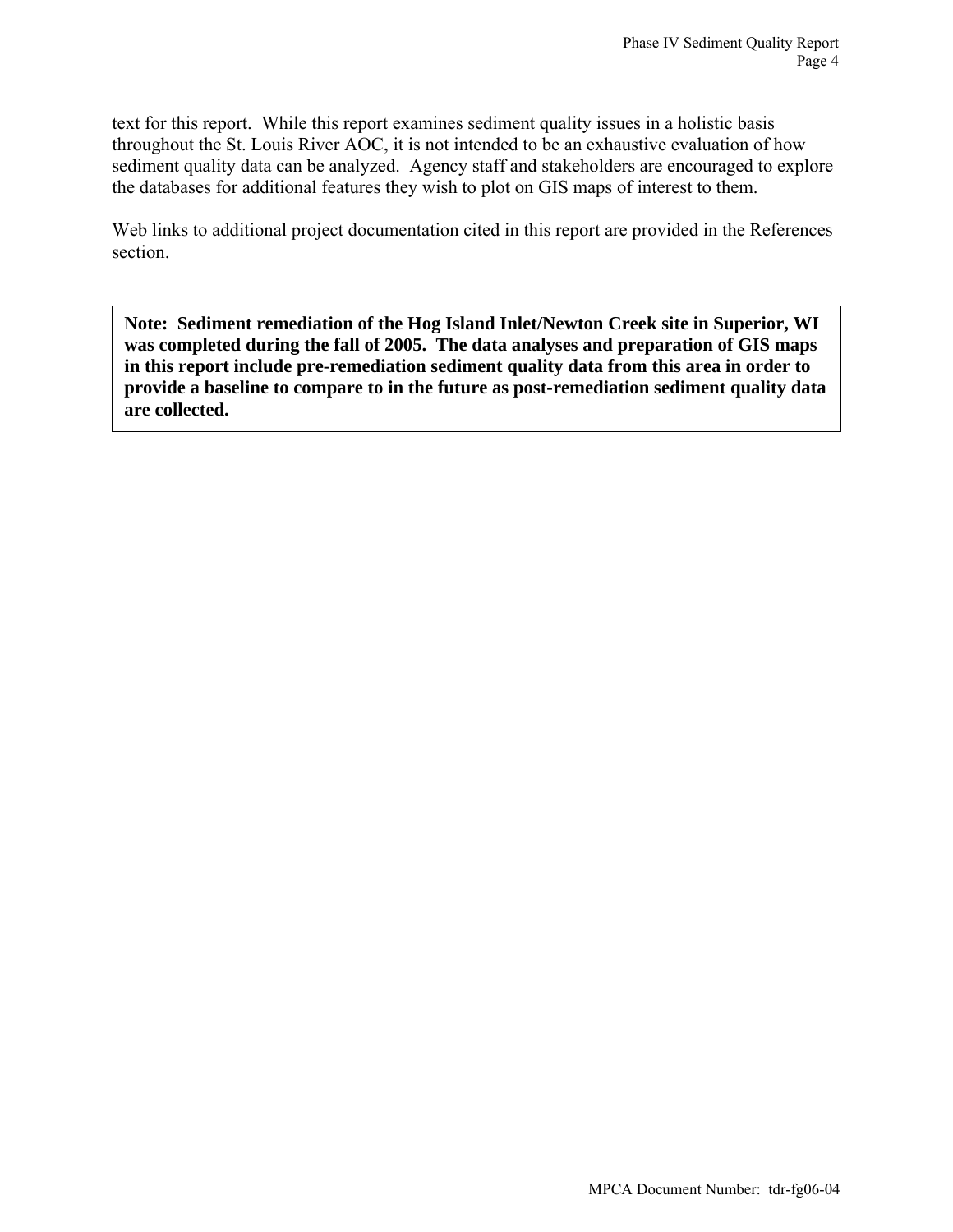text for this report. While this report examines sediment quality issues in a holistic basis throughout the St. Louis River AOC, it is not intended to be an exhaustive evaluation of how sediment quality data can be analyzed. Agency staff and stakeholders are encouraged to explore the databases for additional features they wish to plot on GIS maps of interest to them.

Web links to additional project documentation cited in this report are provided in the References section.

**Note: Sediment remediation of the Hog Island Inlet/Newton Creek site in Superior, WI was completed during the fall of 2005. The data analyses and preparation of GIS maps in this report include pre-remediation sediment quality data from this area in order to provide a baseline to compare to in the future as post-remediation sediment quality data are collected.**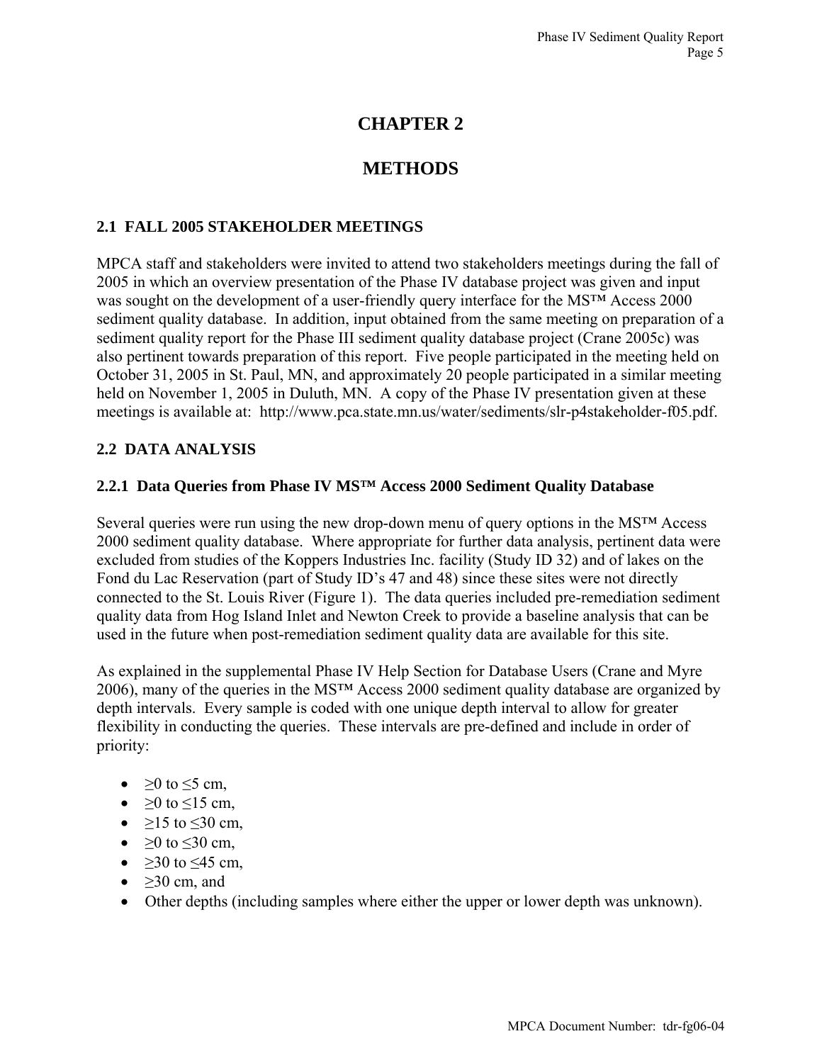# CHAPTER 2

# METHODS

## 2.1 FALL 2005 STAKEHOLDER MEETINGS

MPCA staff and stakeholders were invited to attend two stakeholders meetings during the fall of 2005 in which an overview presentation of the Phase IV database project was given and input was sought on the development of a user-friendly query interface for the MS™ Access 2000 sediment quality database. In addition, input obtained from the same meeting on preparation of a sediment quality report for the Phase III sediment quality database project (Crane 2005c) was also pertinent towards preparation of this report. Five people participated in the meeting held on October 31, 2005 in St. Paul, MN, and approximately 20 people participated in a similar meeting held on November 1, 2005 in Duluth, MN. A copy of the Phase IV presentation given at these meetings is available at: http://www.pca.state.mn.us/water/sediments/slr-p4stakeholder-f05.pdf.

## 2.2 DATA ANALYSIS

### 2.2.1 Data Queries from Phase IV MS™ Access 2000 Sediment Quality Database

Several queries were run using the new drop-down menu of query options in the MS™ Access 2000 sediment quality database. Where appropriate for further data analysis, pertinent data were excluded from studies of the Koppers Industries Inc. facility (Study ID 32) and of lakes on the Fond du Lac Reservation (part of Study ID's 47 and 48) since these sites were not directly connected to the St. Louis River (Figure 1). The data queries included pre-remediation sediment quality data from Hog Island Inlet and Newton Creek to provide a baseline analysis that can be used in the future when post-remediation sediment quality data are available for this site.

As explained in the supplemental Phase IV Help Section for Database Users (Crane and Myre 2006), many of the queries in the MS™ Access 2000 sediment quality database are organized by depth intervals. Every sample is coded with one unique depth interval to allow for greater flexibility in conducting the queries. These intervals are pre-defined and include in order of priority:

- ≥0 to ≤5 cm,
- ≥0 to ≤15 cm,
- ≥15 to ≤30 cm,
- ≥0 to ≤30 cm,
- ≥30 to ≤45 cm,
- ≥30 cm, and
- Other depths (including samples where either the upper or lower depth was unknown).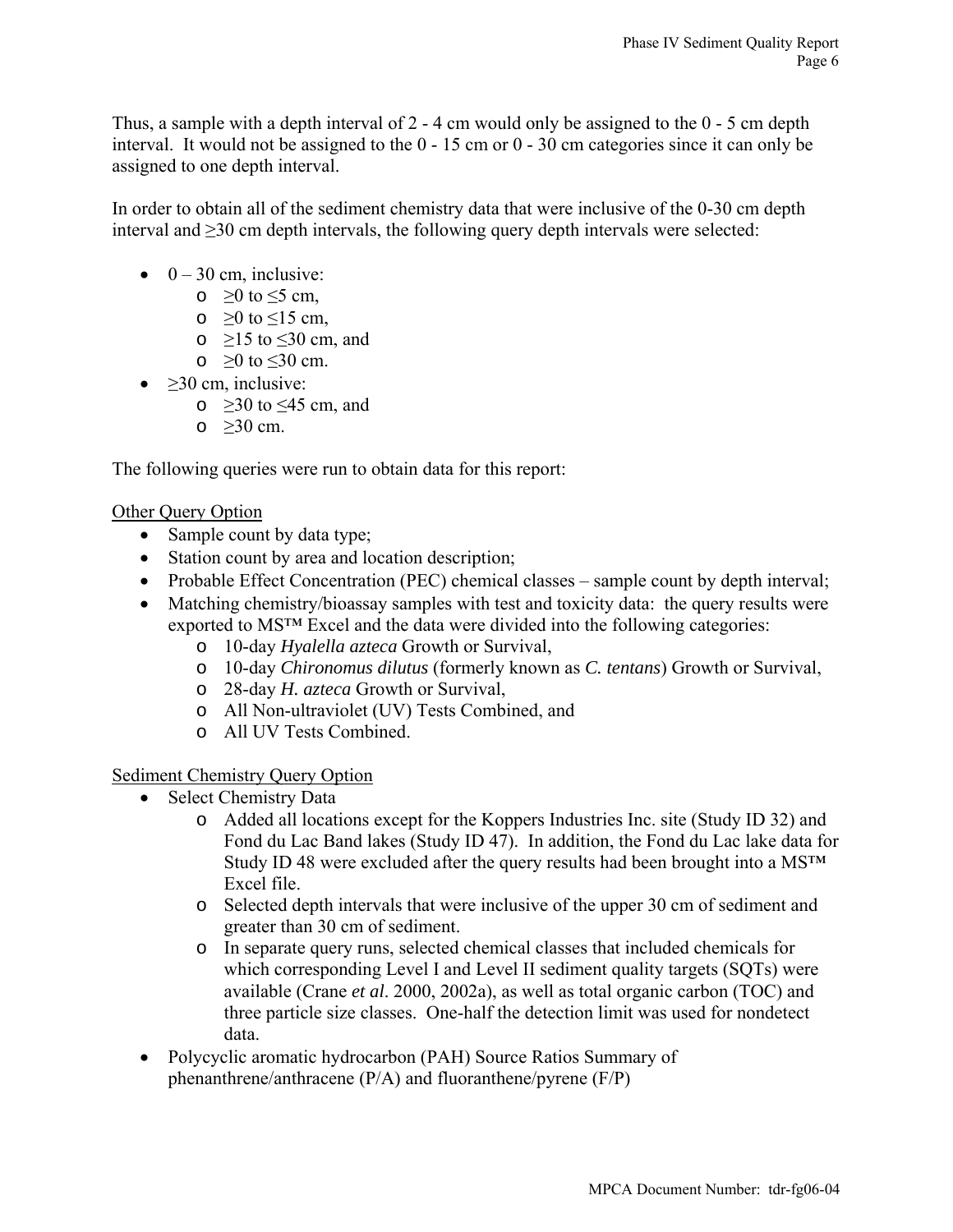Thus, a sample with a depth interval of 2 - 4 cm would only be assigned to the 0 - 5 cm depth interval. It would not be assigned to the 0 - 15 cm or 0 - 30 cm categories since it can only be assigned to one depth interval.

In order to obtain all of the sediment chemistry data that were inclusive of the 0-30 cm depth interval and ≥30 cm depth intervals, the following query depth intervals were selected:

- 0 – 30 cm, inclusive:
  - ≥0 to ≤5 cm,
  - ≥0 to ≤15 cm,
  - ≥15 to ≤30 cm, and
  - ≥0 to ≤30 cm.
- ≥30 cm, inclusive:
  - ≥30 to ≤45 cm, and
  - ≥30 cm.

The following queries were run to obtain data for this report:

<u>Other Query Option</u>

- Sample count by data type;
- Station count by area and location description;
- Probable Effect Concentration (PEC) chemical classes – sample count by depth interval;
- Matching chemistry/bioassay samples with test and toxicity data: the query results were exported to MS™ Excel and the data were divided into the following categories:
  - 10-day *Hyalella azteca* Growth or Survival,
  - 10-day *Chironomus dilutus* (formerly known as *C. tentans*) Growth or Survival,
  - 28-day *H. azteca* Growth or Survival,
  - All Non-ultraviolet (UV) Tests Combined, and
  - All UV Tests Combined.

<u>Sediment Chemistry Query Option</u>

- Select Chemistry Data
  - Added all locations except for the Koppers Industries Inc. site (Study ID 32) and Fond du Lac Band lakes (Study ID 47). In addition, the Fond du Lac lake data for Study ID 48 were excluded after the query results had been brought into a MS™ Excel file.
  - Selected depth intervals that were inclusive of the upper 30 cm of sediment and greater than 30 cm of sediment.
  - In separate query runs, selected chemical classes that included chemicals for which corresponding Level I and Level II sediment quality targets (SQTs) were available (Crane *et al*. 2000, 2002a), as well as total organic carbon (TOC) and three particle size classes. One-half the detection limit was used for nondetect data.
- Polycyclic aromatic hydrocarbon (PAH) Source Ratios Summary of phenanthrene/anthracene (P/A) and fluoranthene/pyrene (F/P)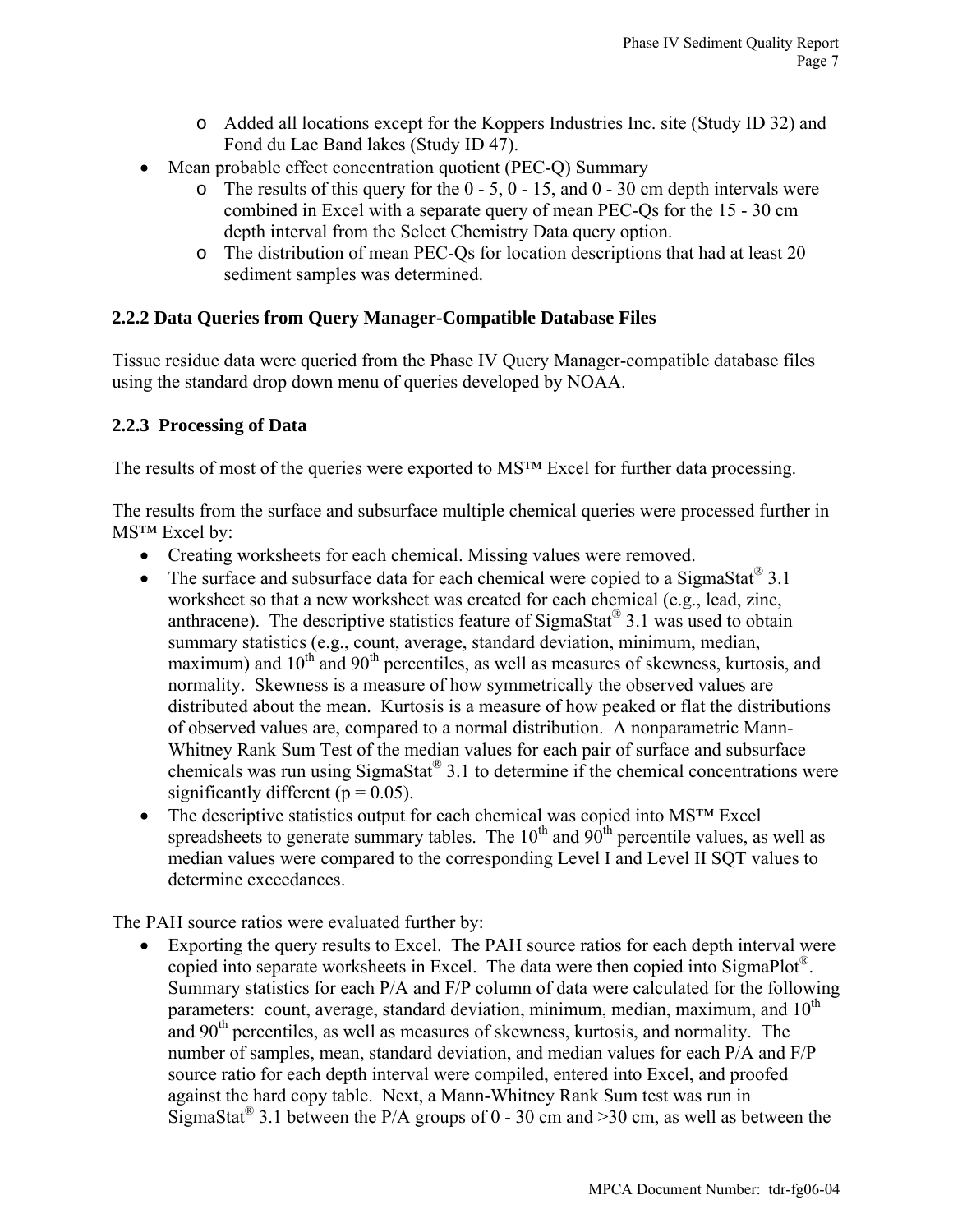- Added all locations except for the Koppers Industries Inc. site (Study ID 32) and Fond du Lac Band lakes (Study ID 47).
- Mean probable effect concentration quotient (PEC-Q) Summary
  - The results of this query for the 0 - 5, 0 - 15, and 0 - 30 cm depth intervals were combined in Excel with a separate query of mean PEC-Qs for the 15 - 30 cm depth interval from the Select Chemistry Data query option.
  - The distribution of mean PEC-Qs for location descriptions that had at least 20 sediment samples was determined.

### 2.2.2 Data Queries from Query Manager-Compatible Database Files

Tissue residue data were queried from the Phase IV Query Manager-compatible database files using the standard drop down menu of queries developed by NOAA.

### 2.2.3 Processing of Data

The results of most of the queries were exported to MS™ Excel for further data processing.

The results from the surface and subsurface multiple chemical queries were processed further in MS™ Excel by:

- Creating worksheets for each chemical. Missing values were removed.
- The surface and subsurface data for each chemical were copied to a SigmaStat® 3.1 worksheet so that a new worksheet was created for each chemical (e.g., lead, zinc, anthracene). The descriptive statistics feature of SigmaStat® 3.1 was used to obtain summary statistics (e.g., count, average, standard deviation, minimum, median, maximum) and 10$^{th}$ and 90$^{th}$ percentiles, as well as measures of skewness, kurtosis, and normality. Skewness is a measure of how symmetrically the observed values are distributed about the mean. Kurtosis is a measure of how peaked or flat the distributions of observed values are, compared to a normal distribution. A nonparametric Mann-Whitney Rank Sum Test of the median values for each pair of surface and subsurface chemicals was run using SigmaStat® 3.1 to determine if the chemical concentrations were significantly different ($p = 0.05$).
- The descriptive statistics output for each chemical was copied into MS™ Excel spreadsheets to generate summary tables. The 10$^{th}$ and 90$^{th}$ percentile values, as well as median values were compared to the corresponding Level I and Level II SQT values to determine exceedances.

The PAH source ratios were evaluated further by:

- Exporting the query results to Excel. The PAH source ratios for each depth interval were copied into separate worksheets in Excel. The data were then copied into SigmaPlot®. Summary statistics for each P/A and F/P column of data were calculated for the following parameters: count, average, standard deviation, minimum, median, maximum, and 10$^{th}$ and 90$^{th}$ percentiles, as well as measures of skewness, kurtosis, and normality. The number of samples, mean, standard deviation, and median values for each P/A and F/P source ratio for each depth interval were compiled, entered into Excel, and proofed against the hard copy table. Next, a Mann-Whitney Rank Sum test was run in SigmaStat® 3.1 between the P/A groups of 0 - 30 cm and >30 cm, as well as between the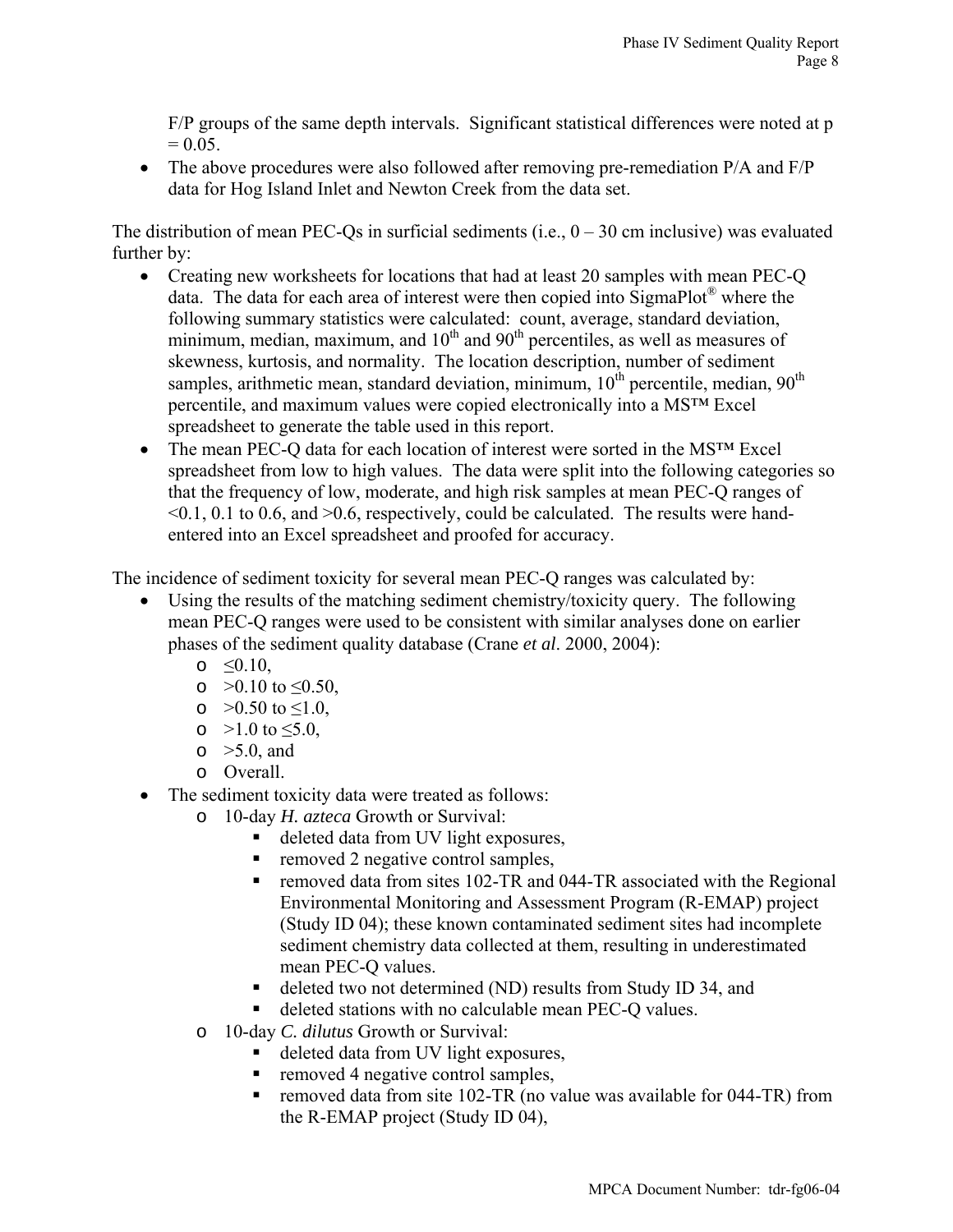F/P groups of the same depth intervals. Significant statistical differences were noted at $p = 0.05$.

- The above procedures were also followed after removing pre-remediation P/A and F/P data for Hog Island Inlet and Newton Creek from the data set.

The distribution of mean PEC-Qs in surficial sediments (i.e., 0 – 30 cm inclusive) was evaluated further by:

- Creating new worksheets for locations that had at least 20 samples with mean PEC-Q data. The data for each area of interest were then copied into SigmaPlot® where the following summary statistics were calculated: count, average, standard deviation, minimum, median, maximum, and 10th and 90th percentiles, as well as measures of skewness, kurtosis, and normality. The location description, number of sediment samples, arithmetic mean, standard deviation, minimum, 10th percentile, median, 90th percentile, and maximum values were copied electronically into a MS™ Excel spreadsheet to generate the table used in this report.
- The mean PEC-Q data for each location of interest were sorted in the MS™ Excel spreadsheet from low to high values. The data were split into the following categories so that the frequency of low, moderate, and high risk samples at mean PEC-Q ranges of <0.1, 0.1 to 0.6, and >0.6, respectively, could be calculated. The results were hand-entered into an Excel spreadsheet and proofed for accuracy.

The incidence of sediment toxicity for several mean PEC-Q ranges was calculated by:

- Using the results of the matching sediment chemistry/toxicity query. The following mean PEC-Q ranges were used to be consistent with similar analyses done on earlier phases of the sediment quality database (Crane *et al*. 2000, 2004):
    - ≤0.10,
    - >0.10 to ≤0.50,
    - >0.50 to ≤1.0,
    - >1.0 to ≤5.0,
    - >5.0, and
    - Overall.
- The sediment toxicity data were treated as follows:
    - 10-day *H. azteca* Growth or Survival:
        - deleted data from UV light exposures,
        - removed 2 negative control samples,
        - removed data from sites 102-TR and 044-TR associated with the Regional Environmental Monitoring and Assessment Program (R-EMAP) project (Study ID 04); these known contaminated sediment sites had incomplete sediment chemistry data collected at them, resulting in underestimated mean PEC-Q values.
        - deleted two not determined (ND) results from Study ID 34, and
        - deleted stations with no calculable mean PEC-Q values.
    - 10-day *C. dilutus* Growth or Survival:
        - deleted data from UV light exposures,
        - removed 4 negative control samples,
        - removed data from site 102-TR (no value was available for 044-TR) from the R-EMAP project (Study ID 04),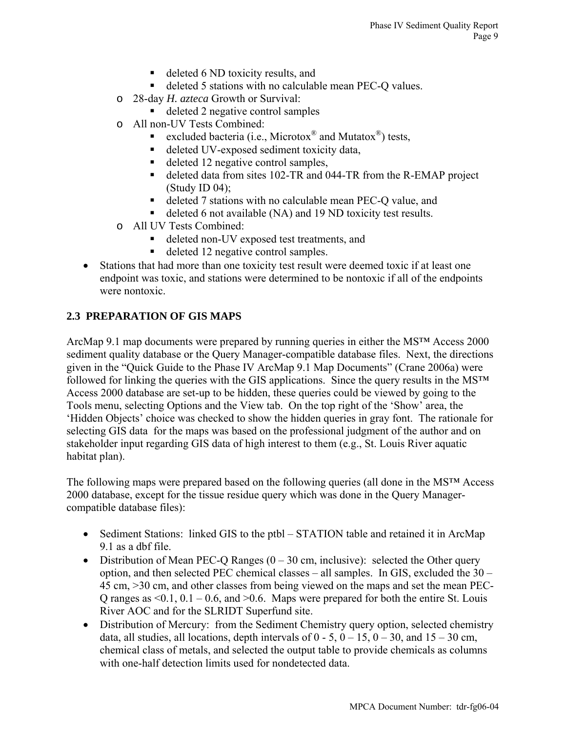- deleted 6 ND toxicity results, and
        - deleted 5 stations with no calculable mean PEC-Q values.
    - 28-day *H. azteca* Growth or Survival:
        - deleted 2 negative control samples
    - All non-UV Tests Combined:
        - excluded bacteria (i.e., Microtox® and Mutatox®) tests,
        - deleted UV-exposed sediment toxicity data,
        - deleted 12 negative control samples,
        - deleted data from sites 102-TR and 044-TR from the R-EMAP project (Study ID 04);
        - deleted 7 stations with no calculable mean PEC-Q value, and
        - deleted 6 not available (NA) and 19 ND toxicity test results.
    - All UV Tests Combined:
        - deleted non-UV exposed test treatments, and
        - deleted 12 negative control samples.
- Stations that had more than one toxicity test result were deemed toxic if at least one endpoint was toxic, and stations were determined to be nontoxic if all of the endpoints were nontoxic.

## 2.3 PREPARATION OF GIS MAPS

ArcMap 9.1 map documents were prepared by running queries in either the MS™ Access 2000 sediment quality database or the Query Manager-compatible database files. Next, the directions given in the "Quick Guide to the Phase IV ArcMap 9.1 Map Documents" (Crane 2006a) were followed for linking the queries with the GIS applications. Since the query results in the MS™ Access 2000 database are set-up to be hidden, these queries could be viewed by going to the Tools menu, selecting Options and the View tab. On the top right of the 'Show' area, the 'Hidden Objects' choice was checked to show the hidden queries in gray font. The rationale for selecting GIS data for the maps was based on the professional judgment of the author and on stakeholder input regarding GIS data of high interest to them (e.g., St. Louis River aquatic habitat plan).

The following maps were prepared based on the following queries (all done in the MS™ Access 2000 database, except for the tissue residue query which was done in the Query Manager-compatible database files):

- Sediment Stations: linked GIS to the ptbl – STATION table and retained it in ArcMap 9.1 as a dbf file.
- Distribution of Mean PEC-Q Ranges (0 – 30 cm, inclusive): selected the Other query option, and then selected PEC chemical classes – all samples. In GIS, excluded the 30 – 45 cm, >30 cm, and other classes from being viewed on the maps and set the mean PEC-Q ranges as <0.1, 0.1 – 0.6, and >0.6. Maps were prepared for both the entire St. Louis River AOC and for the SLRIDT Superfund site.
- Distribution of Mercury: from the Sediment Chemistry query option, selected chemistry data, all studies, all locations, depth intervals of 0 - 5, 0 – 15, 0 – 30, and 15 – 30 cm, chemical class of metals, and selected the output table to provide chemicals as columns with one-half detection limits used for nondetected data.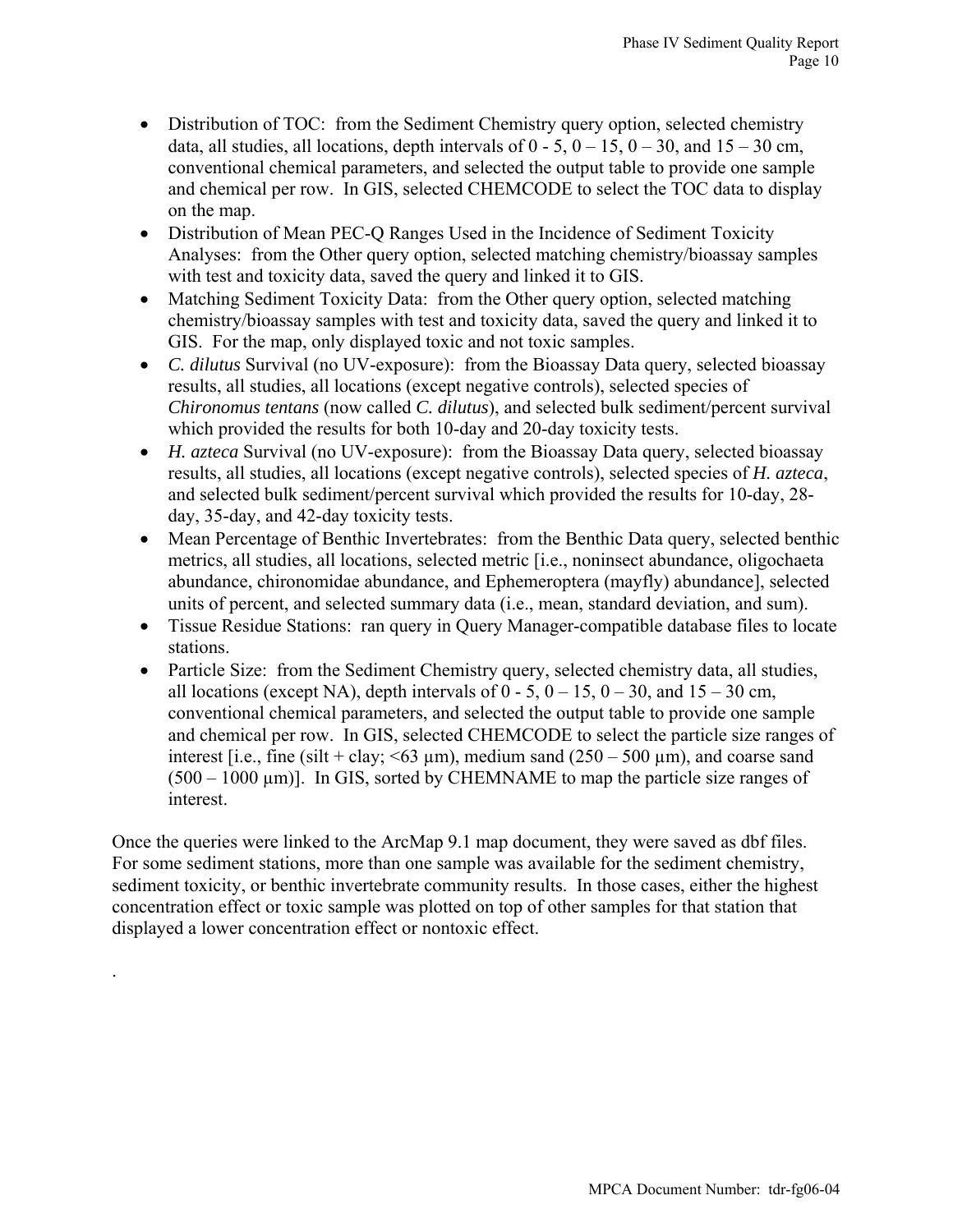- Distribution of TOC: from the Sediment Chemistry query option, selected chemistry data, all studies, all locations, depth intervals of 0 - 5, 0 – 15, 0 – 30, and 15 – 30 cm, conventional chemical parameters, and selected the output table to provide one sample and chemical per row. In GIS, selected CHEMCODE to select the TOC data to display on the map.
- Distribution of Mean PEC-Q Ranges Used in the Incidence of Sediment Toxicity Analyses: from the Other query option, selected matching chemistry/bioassay samples with test and toxicity data, saved the query and linked it to GIS.
- Matching Sediment Toxicity Data: from the Other query option, selected matching chemistry/bioassay samples with test and toxicity data, saved the query and linked it to GIS. For the map, only displayed toxic and not toxic samples.
- *C. dilutus* Survival (no UV-exposure): from the Bioassay Data query, selected bioassay results, all studies, all locations (except negative controls), selected species of *Chironomus tentans* (now called *C. dilutus*), and selected bulk sediment/percent survival which provided the results for both 10-day and 20-day toxicity tests.
- *H. azteca* Survival (no UV-exposure): from the Bioassay Data query, selected bioassay results, all studies, all locations (except negative controls), selected species of *H. azteca*, and selected bulk sediment/percent survival which provided the results for 10-day, 28-day, 35-day, and 42-day toxicity tests.
- Mean Percentage of Benthic Invertebrates: from the Benthic Data query, selected benthic metrics, all studies, all locations, selected metric [i.e., noninsect abundance, oligochaeta abundance, chironomidae abundance, and Ephemeroptera (mayfly) abundance], selected units of percent, and selected summary data (i.e., mean, standard deviation, and sum).
- Tissue Residue Stations: ran query in Query Manager-compatible database files to locate stations.
- Particle Size: from the Sediment Chemistry query, selected chemistry data, all studies, all locations (except NA), depth intervals of 0 - 5, 0 – 15, 0 – 30, and 15 – 30 cm, conventional chemical parameters, and selected the output table to provide one sample and chemical per row. In GIS, selected CHEMCODE to select the particle size ranges of interest [i.e., fine (silt + clay; <63 µm), medium sand (250 – 500 µm), and coarse sand (500 – 1000 µm)]. In GIS, sorted by CHEMNAME to map the particle size ranges of interest.

Once the queries were linked to the ArcMap 9.1 map document, they were saved as dbf files. For some sediment stations, more than one sample was available for the sediment chemistry, sediment toxicity, or benthic invertebrate community results. In those cases, either the highest concentration effect or toxic sample was plotted on top of other samples for that station that displayed a lower concentration effect or nontoxic effect.

.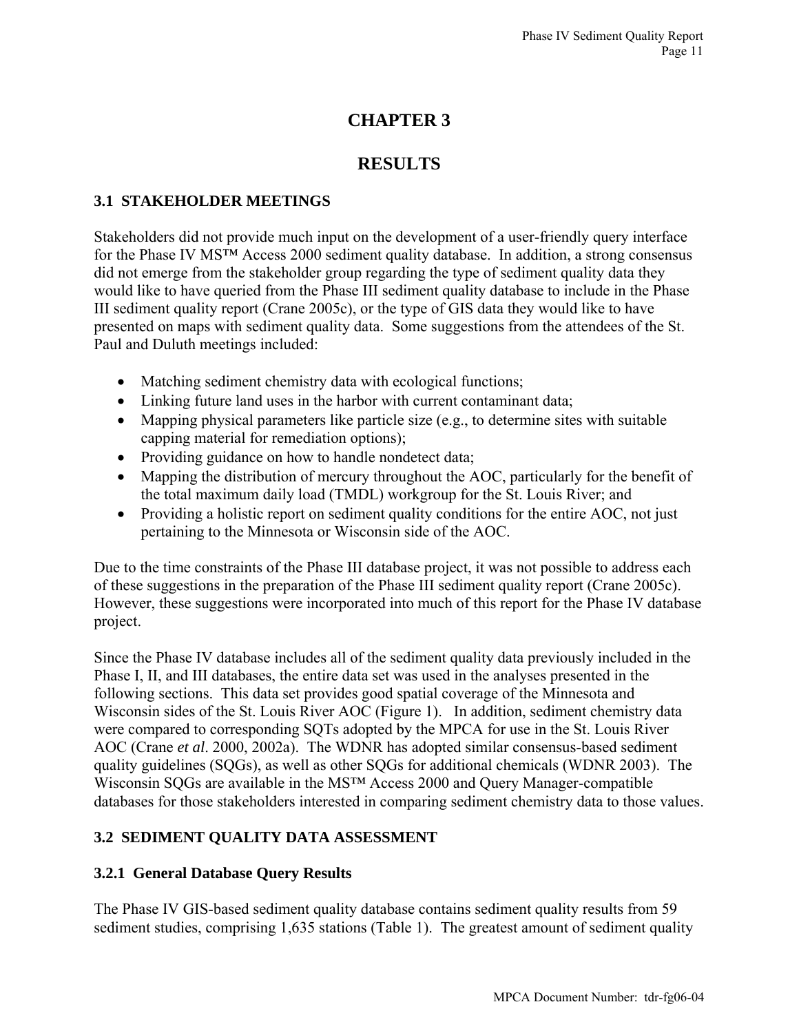# CHAPTER 3

# RESULTS

## 3.1 STAKEHOLDER MEETINGS

Stakeholders did not provide much input on the development of a user-friendly query interface for the Phase IV MS™ Access 2000 sediment quality database. In addition, a strong consensus did not emerge from the stakeholder group regarding the type of sediment quality data they would like to have queried from the Phase III sediment quality database to include in the Phase III sediment quality report (Crane 2005c), or the type of GIS data they would like to have presented on maps with sediment quality data. Some suggestions from the attendees of the St. Paul and Duluth meetings included:

- Matching sediment chemistry data with ecological functions;
- Linking future land uses in the harbor with current contaminant data;
- Mapping physical parameters like particle size (e.g., to determine sites with suitable capping material for remediation options);
- Providing guidance on how to handle nondetect data;
- Mapping the distribution of mercury throughout the AOC, particularly for the benefit of the total maximum daily load (TMDL) workgroup for the St. Louis River; and
- Providing a holistic report on sediment quality conditions for the entire AOC, not just pertaining to the Minnesota or Wisconsin side of the AOC.

Due to the time constraints of the Phase III database project, it was not possible to address each of these suggestions in the preparation of the Phase III sediment quality report (Crane 2005c). However, these suggestions were incorporated into much of this report for the Phase IV database project.

Since the Phase IV database includes all of the sediment quality data previously included in the Phase I, II, and III databases, the entire data set was used in the analyses presented in the following sections. This data set provides good spatial coverage of the Minnesota and Wisconsin sides of the St. Louis River AOC (Figure 1). In addition, sediment chemistry data were compared to corresponding SQTs adopted by the MPCA for use in the St. Louis River AOC (Crane *et al*. 2000, 2002a). The WDNR has adopted similar consensus-based sediment quality guidelines (SQGs), as well as other SQGs for additional chemicals (WDNR 2003). The Wisconsin SQGs are available in the MS™ Access 2000 and Query Manager-compatible databases for those stakeholders interested in comparing sediment chemistry data to those values.

## 3.2 SEDIMENT QUALITY DATA ASSESSMENT

### 3.2.1 General Database Query Results

The Phase IV GIS-based sediment quality database contains sediment quality results from 59 sediment studies, comprising 1,635 stations (Table 1). The greatest amount of sediment quality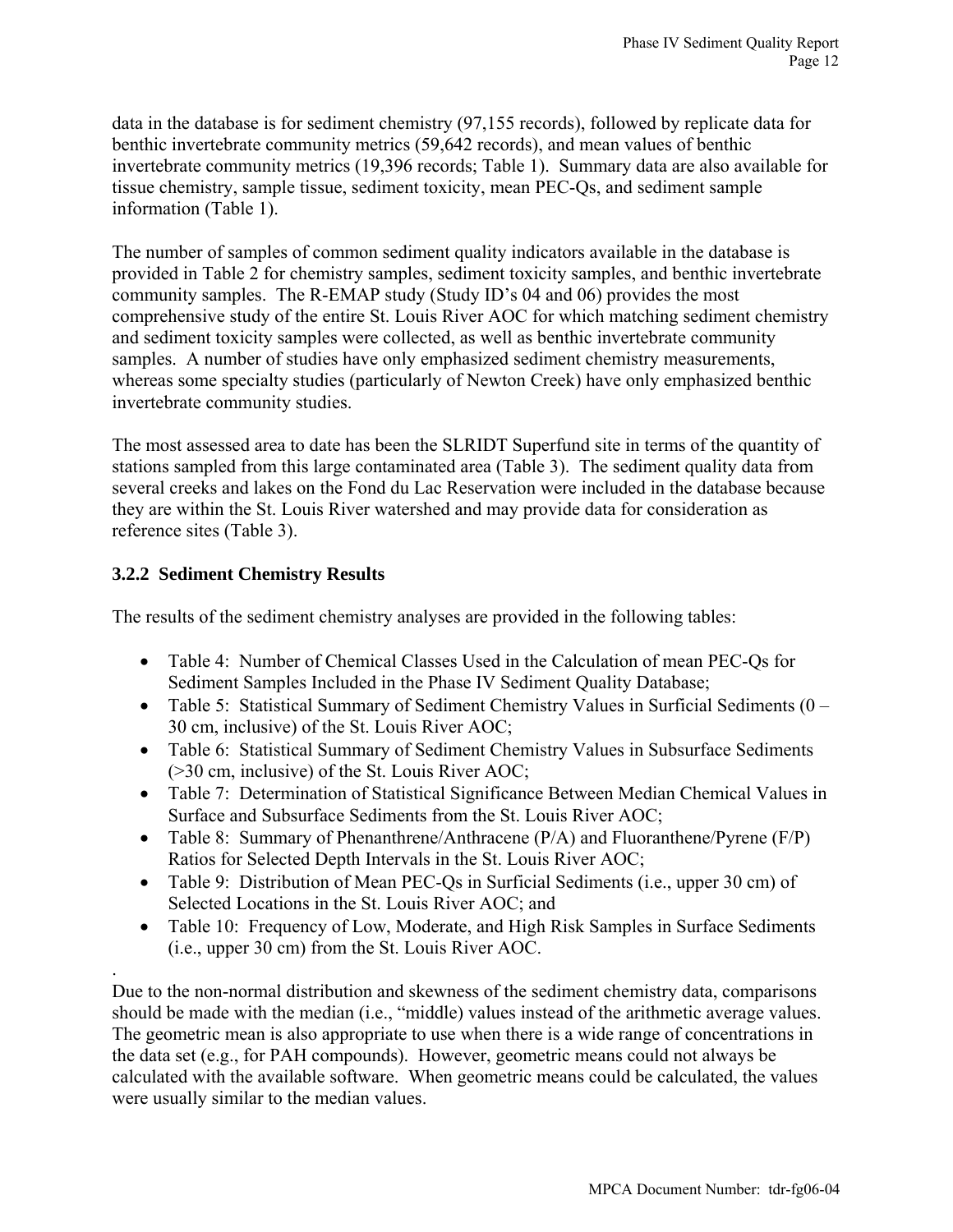data in the database is for sediment chemistry (97,155 records), followed by replicate data for benthic invertebrate community metrics (59,642 records), and mean values of benthic invertebrate community metrics (19,396 records; Table 1). Summary data are also available for tissue chemistry, sample tissue, sediment toxicity, mean PEC-Qs, and sediment sample information (Table 1).

The number of samples of common sediment quality indicators available in the database is provided in Table 2 for chemistry samples, sediment toxicity samples, and benthic invertebrate community samples. The R-EMAP study (Study ID's 04 and 06) provides the most comprehensive study of the entire St. Louis River AOC for which matching sediment chemistry and sediment toxicity samples were collected, as well as benthic invertebrate community samples. A number of studies have only emphasized sediment chemistry measurements, whereas some specialty studies (particularly of Newton Creek) have only emphasized benthic invertebrate community studies.

The most assessed area to date has been the SLRIDT Superfund site in terms of the quantity of stations sampled from this large contaminated area (Table 3). The sediment quality data from several creeks and lakes on the Fond du Lac Reservation were included in the database because they are within the St. Louis River watershed and may provide data for consideration as reference sites (Table 3).

### 3.2.2 Sediment Chemistry Results

The results of the sediment chemistry analyses are provided in the following tables:

- Table 4: Number of Chemical Classes Used in the Calculation of mean PEC-Qs for Sediment Samples Included in the Phase IV Sediment Quality Database;
- Table 5: Statistical Summary of Sediment Chemistry Values in Surficial Sediments (0 – 30 cm, inclusive) of the St. Louis River AOC;
- Table 6: Statistical Summary of Sediment Chemistry Values in Subsurface Sediments (>30 cm, inclusive) of the St. Louis River AOC;
- Table 7: Determination of Statistical Significance Between Median Chemical Values in Surface and Subsurface Sediments from the St. Louis River AOC;
- Table 8: Summary of Phenanthrene/Anthracene (P/A) and Fluoranthene/Pyrene (F/P) Ratios for Selected Depth Intervals in the St. Louis River AOC;
- Table 9: Distribution of Mean PEC-Qs in Surficial Sediments (i.e., upper 30 cm) of Selected Locations in the St. Louis River AOC; and
- Table 10: Frequency of Low, Moderate, and High Risk Samples in Surface Sediments (i.e., upper 30 cm) from the St. Louis River AOC.

.

Due to the non-normal distribution and skewness of the sediment chemistry data, comparisons should be made with the median (i.e., "middle) values instead of the arithmetic average values. The geometric mean is also appropriate to use when there is a wide range of concentrations in the data set (e.g., for PAH compounds). However, geometric means could not always be calculated with the available software. When geometric means could be calculated, the values were usually similar to the median values.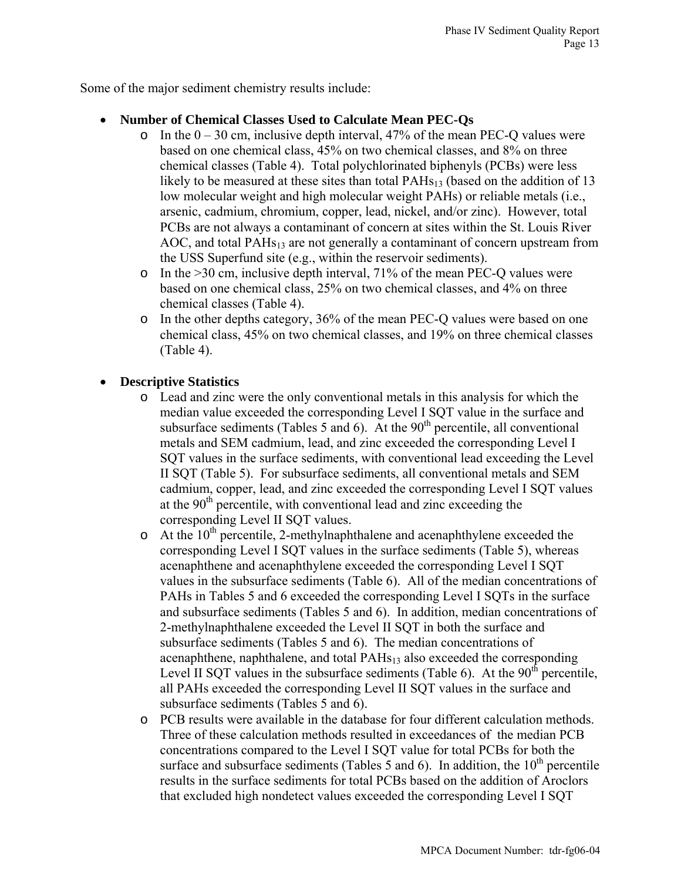Some of the major sediment chemistry results include:

- **Number of Chemical Classes Used to Calculate Mean PEC-Qs**
  - In the 0 – 30 cm, inclusive depth interval, 47% of the mean PEC-Q values were based on one chemical class, 45% on two chemical classes, and 8% on three chemical classes (Table 4). Total polychlorinated biphenyls (PCBs) were less likely to be measured at these sites than total $PAHs_{13}$ (based on the addition of 13 low molecular weight and high molecular weight PAHs) or reliable metals (i.e., arsenic, cadmium, chromium, copper, lead, nickel, and/or zinc). However, total PCBs are not always a contaminant of concern at sites within the St. Louis River AOC, and total $PAHs_{13}$ are not generally a contaminant of concern upstream from the USS Superfund site (e.g., within the reservoir sediments).
  - In the >30 cm, inclusive depth interval, 71% of the mean PEC-Q values were based on one chemical class, 25% on two chemical classes, and 4% on three chemical classes (Table 4).
  - In the other depths category, 36% of the mean PEC-Q values were based on one chemical class, 45% on two chemical classes, and 19% on three chemical classes (Table 4).

- **Descriptive Statistics**
  - Lead and zinc were the only conventional metals in this analysis for which the median value exceeded the corresponding Level I SQT value in the surface and subsurface sediments (Tables 5 and 6). At the $90^{th}$ percentile, all conventional metals and SEM cadmium, lead, and zinc exceeded the corresponding Level I SQT values in the surface sediments, with conventional lead exceeding the Level II SQT (Table 5). For subsurface sediments, all conventional metals and SEM cadmium, copper, lead, and zinc exceeded the corresponding Level I SQT values at the $90^{th}$ percentile, with conventional lead and zinc exceeding the corresponding Level II SQT values.
  - At the $10^{th}$ percentile, 2-methylnaphthalene and acenaphthylene exceeded the corresponding Level I SQT values in the surface sediments (Table 5), whereas acenaphthene and acenaphthylene exceeded the corresponding Level I SQT values in the subsurface sediments (Table 6). All of the median concentrations of PAHs in Tables 5 and 6 exceeded the corresponding Level I SQTs in the surface and subsurface sediments (Tables 5 and 6). In addition, median concentrations of 2-methylnaphthalene exceeded the Level II SQT in both the surface and subsurface sediments (Tables 5 and 6). The median concentrations of acenaphthene, naphthalene, and total $PAHs_{13}$ also exceeded the corresponding Level II SQT values in the subsurface sediments (Table 6). At the $90^{th}$ percentile, all PAHs exceeded the corresponding Level II SQT values in the surface and subsurface sediments (Tables 5 and 6).
  - PCB results were available in the database for four different calculation methods. Three of these calculation methods resulted in exceedances of the median PCB concentrations compared to the Level I SQT value for total PCBs for both the surface and subsurface sediments (Tables 5 and 6). In addition, the $10^{th}$ percentile results in the surface sediments for total PCBs based on the addition of Aroclors that excluded high nondetect values exceeded the corresponding Level I SQT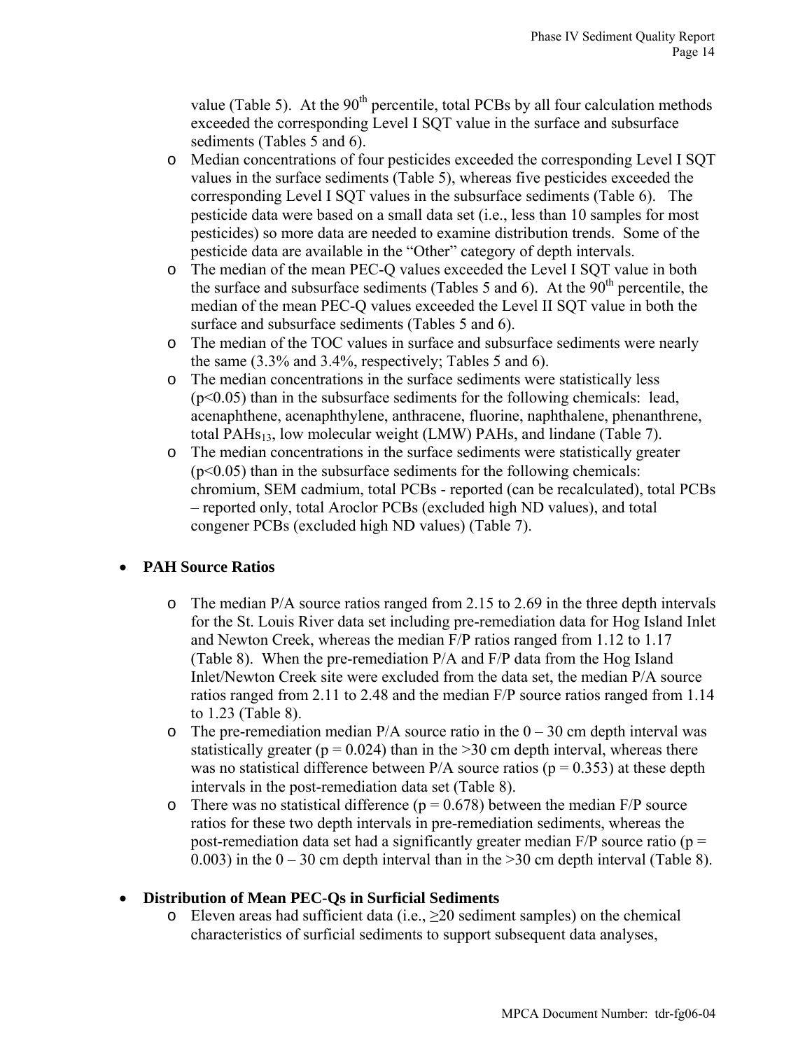value (Table 5). At the 90th percentile, total PCBs by all four calculation methods exceeded the corresponding Level I SQT value in the surface and subsurface sediments (Tables 5 and 6).

- Median concentrations of four pesticides exceeded the corresponding Level I SQT values in the surface sediments (Table 5), whereas five pesticides exceeded the corresponding Level I SQT values in the subsurface sediments (Table 6). The pesticide data were based on a small data set (i.e., less than 10 samples for most pesticides) so more data are needed to examine distribution trends. Some of the pesticide data are available in the "Other" category of depth intervals.
- The median of the mean PEC-Q values exceeded the Level I SQT value in both the surface and subsurface sediments (Tables 5 and 6). At the 90th percentile, the median of the mean PEC-Q values exceeded the Level II SQT value in both the surface and subsurface sediments (Tables 5 and 6).
- The median of the TOC values in surface and subsurface sediments were nearly the same (3.3% and 3.4%, respectively; Tables 5 and 6).
- The median concentrations in the surface sediments were statistically less ($p<0.05$) than in the subsurface sediments for the following chemicals: lead, acenaphthene, acenaphthylene, anthracene, fluorine, naphthalene, phenanthrene, total $PAHs_{13}$, low molecular weight (LMW) PAHs, and lindane (Table 7).
- The median concentrations in the surface sediments were statistically greater ($p<0.05$) than in the subsurface sediments for the following chemicals: chromium, SEM cadmium, total PCBs - reported (can be recalculated), total PCBs – reported only, total Aroclor PCBs (excluded high ND values), and total congener PCBs (excluded high ND values) (Table 7).

- **PAH Source Ratios**

  - The median P/A source ratios ranged from 2.15 to 2.69 in the three depth intervals for the St. Louis River data set including pre-remediation data for Hog Island Inlet and Newton Creek, whereas the median F/P ratios ranged from 1.12 to 1.17 (Table 8). When the pre-remediation P/A and F/P data from the Hog Island Inlet/Newton Creek site were excluded from the data set, the median P/A source ratios ranged from 2.11 to 2.48 and the median F/P source ratios ranged from 1.14 to 1.23 (Table 8).
  - The pre-remediation median P/A source ratio in the 0 – 30 cm depth interval was statistically greater ($p = 0.024$) than in the >30 cm depth interval, whereas there was no statistical difference between P/A source ratios ($p = 0.353$) at these depth intervals in the post-remediation data set (Table 8).
  - There was no statistical difference ($p = 0.678$) between the median F/P source ratios for these two depth intervals in pre-remediation sediments, whereas the post-remediation data set had a significantly greater median F/P source ratio ($p = 0.003$) in the 0 – 30 cm depth interval than in the >30 cm depth interval (Table 8).

- **Distribution of Mean PEC-Qs in Surficial Sediments**
  - Eleven areas had sufficient data (i.e., ≥20 sediment samples) on the chemical characteristics of surficial sediments to support subsequent data analyses,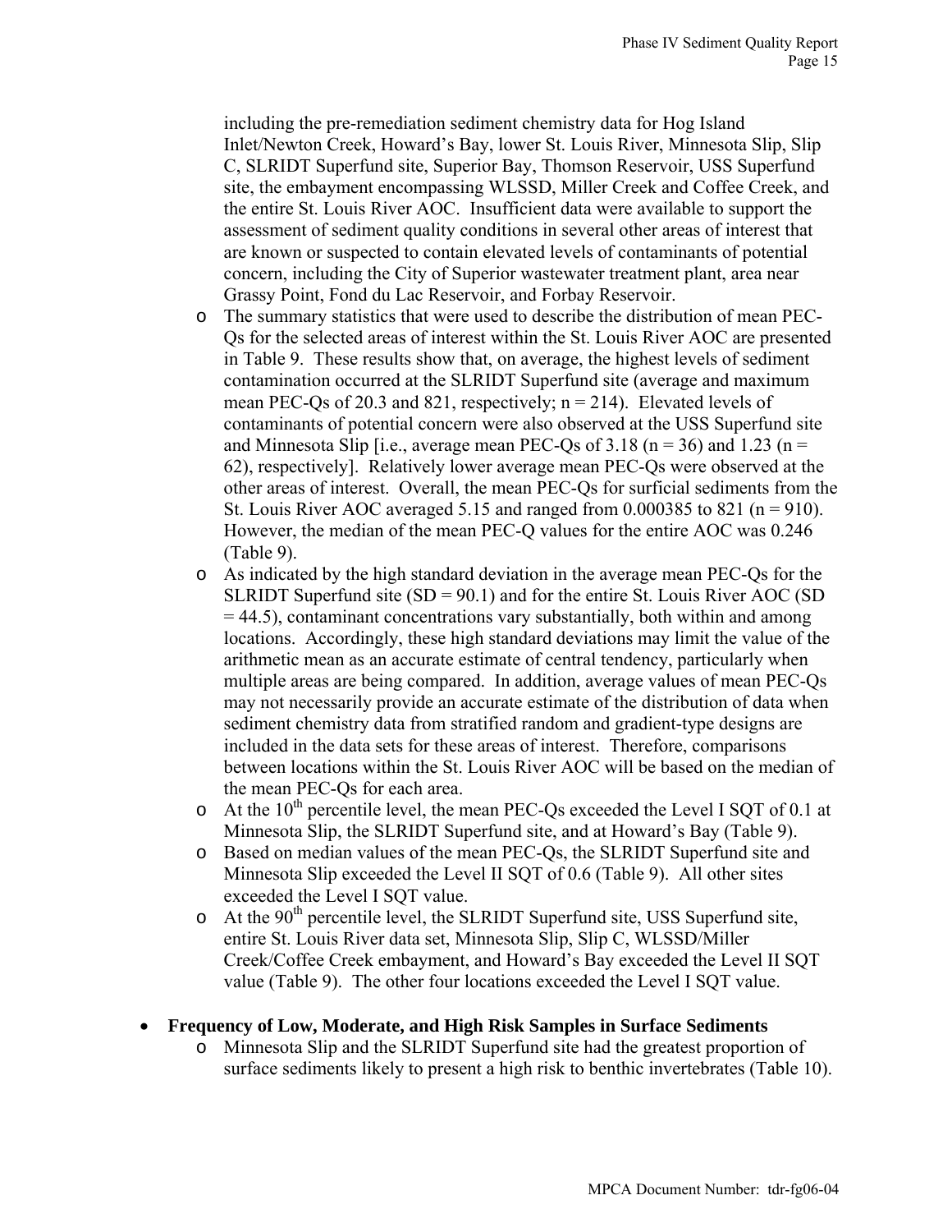including the pre-remediation sediment chemistry data for Hog Island Inlet/Newton Creek, Howard's Bay, lower St. Louis River, Minnesota Slip, Slip C, SLRIDT Superfund site, Superior Bay, Thomson Reservoir, USS Superfund site, the embayment encompassing WLSSD, Miller Creek and Coffee Creek, and the entire St. Louis River AOC. Insufficient data were available to support the assessment of sediment quality conditions in several other areas of interest that are known or suspected to contain elevated levels of contaminants of potential concern, including the City of Superior wastewater treatment plant, area near Grassy Point, Fond du Lac Reservoir, and Forbay Reservoir.

  - The summary statistics that were used to describe the distribution of mean PEC-Qs for the selected areas of interest within the St. Louis River AOC are presented in Table 9. These results show that, on average, the highest levels of sediment contamination occurred at the SLRIDT Superfund site (average and maximum mean PEC-Qs of 20.3 and 821, respectively; n = 214). Elevated levels of contaminants of potential concern were also observed at the USS Superfund site and Minnesota Slip [i.e., average mean PEC-Qs of 3.18 (n = 36) and 1.23 (n = 62), respectively]. Relatively lower average mean PEC-Qs were observed at the other areas of interest. Overall, the mean PEC-Qs for surficial sediments from the St. Louis River AOC averaged 5.15 and ranged from 0.000385 to 821 (n = 910). However, the median of the mean PEC-Q values for the entire AOC was 0.246 (Table 9).
  - As indicated by the high standard deviation in the average mean PEC-Qs for the SLRIDT Superfund site (SD = 90.1) and for the entire St. Louis River AOC (SD = 44.5), contaminant concentrations vary substantially, both within and among locations. Accordingly, these high standard deviations may limit the value of the arithmetic mean as an accurate estimate of central tendency, particularly when multiple areas are being compared. In addition, average values of mean PEC-Qs may not necessarily provide an accurate estimate of the distribution of data when sediment chemistry data from stratified random and gradient-type designs are included in the data sets for these areas of interest. Therefore, comparisons between locations within the St. Louis River AOC will be based on the median of the mean PEC-Qs for each area.
  - At the 10th percentile level, the mean PEC-Qs exceeded the Level I SQT of 0.1 at Minnesota Slip, the SLRIDT Superfund site, and at Howard's Bay (Table 9).
  - Based on median values of the mean PEC-Qs, the SLRIDT Superfund site and Minnesota Slip exceeded the Level II SQT of 0.6 (Table 9). All other sites exceeded the Level I SQT value.
  - At the 90th percentile level, the SLRIDT Superfund site, USS Superfund site, entire St. Louis River data set, Minnesota Slip, Slip C, WLSSD/Miller Creek/Coffee Creek embayment, and Howard's Bay exceeded the Level II SQT value (Table 9). The other four locations exceeded the Level I SQT value.

- **Frequency of Low, Moderate, and High Risk Samples in Surface Sediments**
  - Minnesota Slip and the SLRIDT Superfund site had the greatest proportion of surface sediments likely to present a high risk to benthic invertebrates (Table 10).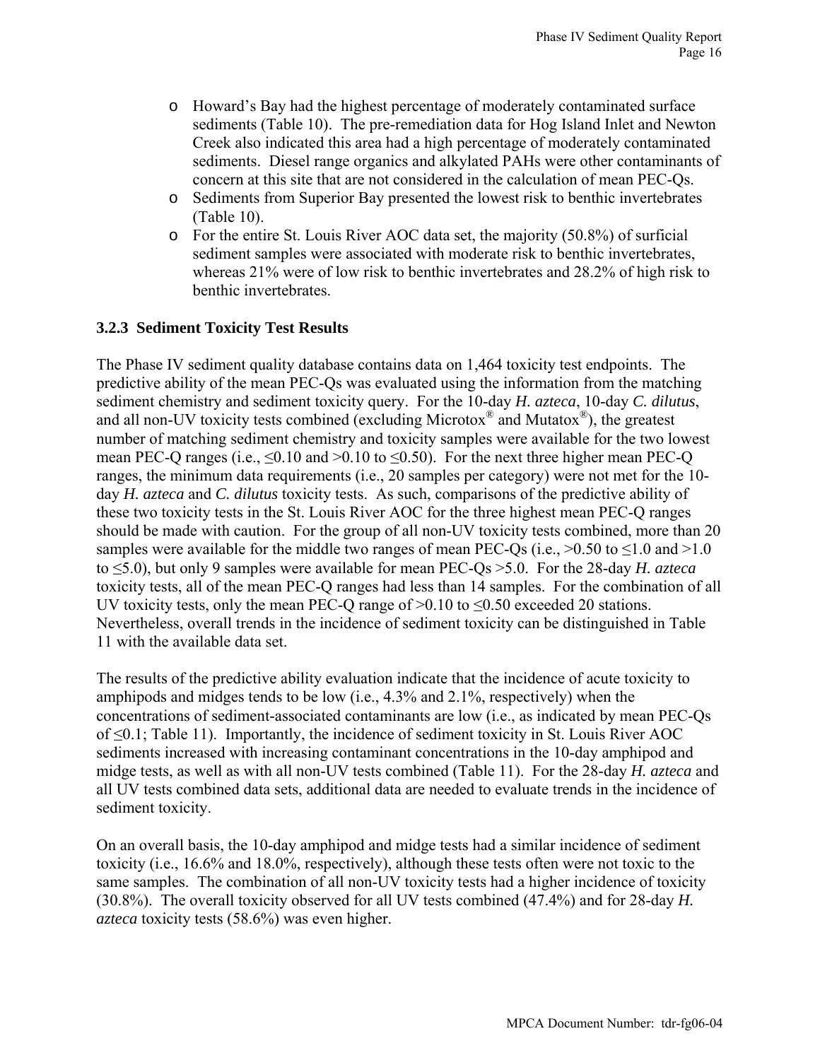- Howard's Bay had the highest percentage of moderately contaminated surface sediments (Table 10). The pre-remediation data for Hog Island Inlet and Newton Creek also indicated this area had a high percentage of moderately contaminated sediments. Diesel range organics and alkylated PAHs were other contaminants of concern at this site that are not considered in the calculation of mean PEC-Qs.
- Sediments from Superior Bay presented the lowest risk to benthic invertebrates (Table 10).
- For the entire St. Louis River AOC data set, the majority (50.8%) of surficial sediment samples were associated with moderate risk to benthic invertebrates, whereas 21% were of low risk to benthic invertebrates and 28.2% of high risk to benthic invertebrates.

### 3.2.3 Sediment Toxicity Test Results

The Phase IV sediment quality database contains data on 1,464 toxicity test endpoints. The predictive ability of the mean PEC-Qs was evaluated using the information from the matching sediment chemistry and sediment toxicity query. For the 10-day *H. azteca*, 10-day *C. dilutus*, and all non-UV toxicity tests combined (excluding Microtox® and Mutatox®), the greatest number of matching sediment chemistry and toxicity samples were available for the two lowest mean PEC-Q ranges (i.e., ≤0.10 and >0.10 to ≤0.50). For the next three higher mean PEC-Q ranges, the minimum data requirements (i.e., 20 samples per category) were not met for the 10-day *H. azteca* and *C. dilutus* toxicity tests. As such, comparisons of the predictive ability of these two toxicity tests in the St. Louis River AOC for the three highest mean PEC-Q ranges should be made with caution. For the group of all non-UV toxicity tests combined, more than 20 samples were available for the middle two ranges of mean PEC-Qs (i.e., >0.50 to ≤1.0 and >1.0 to ≤5.0), but only 9 samples were available for mean PEC-Qs >5.0. For the 28-day *H. azteca* toxicity tests, all of the mean PEC-Q ranges had less than 14 samples. For the combination of all UV toxicity tests, only the mean PEC-Q range of >0.10 to ≤0.50 exceeded 20 stations. Nevertheless, overall trends in the incidence of sediment toxicity can be distinguished in Table 11 with the available data set.

The results of the predictive ability evaluation indicate that the incidence of acute toxicity to amphipods and midges tends to be low (i.e., 4.3% and 2.1%, respectively) when the concentrations of sediment-associated contaminants are low (i.e., as indicated by mean PEC-Qs of ≤0.1; Table 11). Importantly, the incidence of sediment toxicity in St. Louis River AOC sediments increased with increasing contaminant concentrations in the 10-day amphipod and midge tests, as well as with all non-UV tests combined (Table 11). For the 28-day *H. azteca* and all UV tests combined data sets, additional data are needed to evaluate trends in the incidence of sediment toxicity.

On an overall basis, the 10-day amphipod and midge tests had a similar incidence of sediment toxicity (i.e., 16.6% and 18.0%, respectively), although these tests often were not toxic to the same samples. The combination of all non-UV toxicity tests had a higher incidence of toxicity (30.8%). The overall toxicity observed for all UV tests combined (47.4%) and for 28-day *H. azteca* toxicity tests (58.6%) was even higher.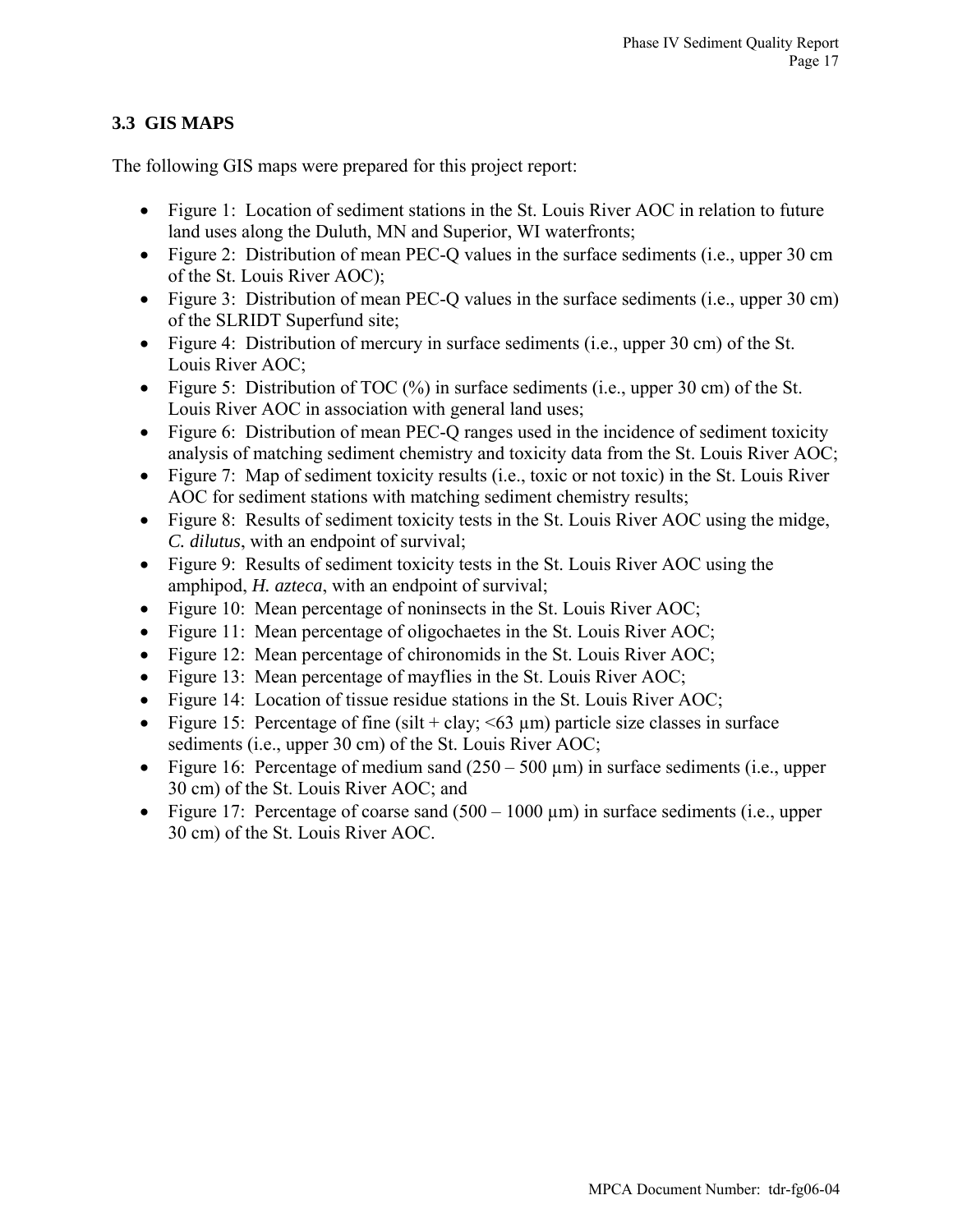### 3.3 GIS MAPS

The following GIS maps were prepared for this project report:

- Figure 1: Location of sediment stations in the St. Louis River AOC in relation to future land uses along the Duluth, MN and Superior, WI waterfronts;
- Figure 2: Distribution of mean PEC-Q values in the surface sediments (i.e., upper 30 cm of the St. Louis River AOC);
- Figure 3: Distribution of mean PEC-Q values in the surface sediments (i.e., upper 30 cm) of the SLRIDT Superfund site;
- Figure 4: Distribution of mercury in surface sediments (i.e., upper 30 cm) of the St. Louis River AOC;
- Figure 5: Distribution of TOC (%) in surface sediments (i.e., upper 30 cm) of the St. Louis River AOC in association with general land uses;
- Figure 6: Distribution of mean PEC-Q ranges used in the incidence of sediment toxicity analysis of matching sediment chemistry and toxicity data from the St. Louis River AOC;
- Figure 7: Map of sediment toxicity results (i.e., toxic or not toxic) in the St. Louis River AOC for sediment stations with matching sediment chemistry results;
- Figure 8: Results of sediment toxicity tests in the St. Louis River AOC using the midge, *C. dilutus*, with an endpoint of survival;
- Figure 9: Results of sediment toxicity tests in the St. Louis River AOC using the amphipod, *H. azteca*, with an endpoint of survival;
- Figure 10: Mean percentage of noninsects in the St. Louis River AOC;
- Figure 11: Mean percentage of oligochaetes in the St. Louis River AOC;
- Figure 12: Mean percentage of chironomids in the St. Louis River AOC;
- Figure 13: Mean percentage of mayflies in the St. Louis River AOC;
- Figure 14: Location of tissue residue stations in the St. Louis River AOC;
- Figure 15: Percentage of fine (silt + clay; <63 µm) particle size classes in surface sediments (i.e., upper 30 cm) of the St. Louis River AOC;
- Figure 16: Percentage of medium sand (250 – 500 µm) in surface sediments (i.e., upper 30 cm) of the St. Louis River AOC; and
- Figure 17: Percentage of coarse sand (500 – 1000 µm) in surface sediments (i.e., upper 30 cm) of the St. Louis River AOC.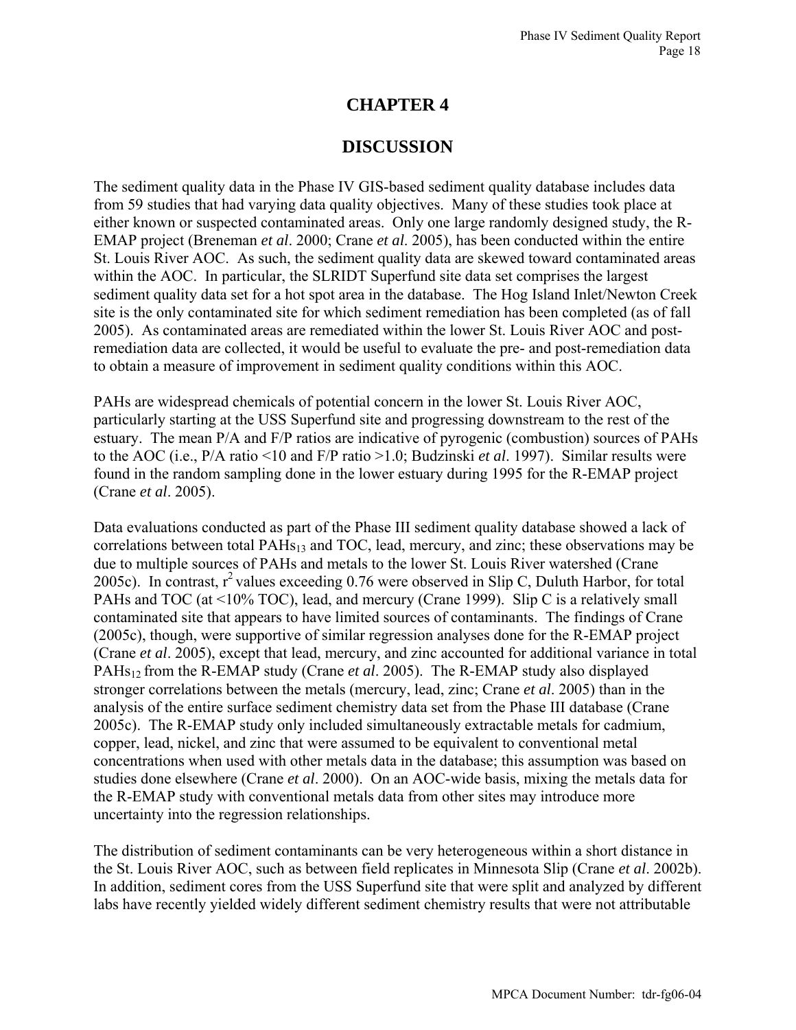# CHAPTER 4

# DISCUSSION

The sediment quality data in the Phase IV GIS-based sediment quality database includes data from 59 studies that had varying data quality objectives. Many of these studies took place at either known or suspected contaminated areas. Only one large randomly designed study, the R-EMAP project (Breneman *et al*. 2000; Crane *et al.* 2005), has been conducted within the entire St. Louis River AOC. As such, the sediment quality data are skewed toward contaminated areas within the AOC. In particular, the SLRIDT Superfund site data set comprises the largest sediment quality data set for a hot spot area in the database. The Hog Island Inlet/Newton Creek site is the only contaminated site for which sediment remediation has been completed (as of fall 2005). As contaminated areas are remediated within the lower St. Louis River AOC and post-remediation data are collected, it would be useful to evaluate the pre- and post-remediation data to obtain a measure of improvement in sediment quality conditions within this AOC.

PAHs are widespread chemicals of potential concern in the lower St. Louis River AOC, particularly starting at the USS Superfund site and progressing downstream to the rest of the estuary. The mean P/A and F/P ratios are indicative of pyrogenic (combustion) sources of PAHs to the AOC (i.e., P/A ratio <10 and F/P ratio >1.0; Budzinski *et al*. 1997). Similar results were found in the random sampling done in the lower estuary during 1995 for the R-EMAP project (Crane *et al*. 2005).

Data evaluations conducted as part of the Phase III sediment quality database showed a lack of correlations between total $PAHs_{13}$ and TOC, lead, mercury, and zinc; these observations may be due to multiple sources of PAHs and metals to the lower St. Louis River watershed (Crane 2005c). In contrast, $r^2$ values exceeding 0.76 were observed in Slip C, Duluth Harbor, for total PAHs and TOC (at <10% TOC), lead, and mercury (Crane 1999). Slip C is a relatively small contaminated site that appears to have limited sources of contaminants. The findings of Crane (2005c), though, were supportive of similar regression analyses done for the R-EMAP project (Crane *et al*. 2005), except that lead, mercury, and zinc accounted for additional variance in total $PAHs_{12}$ from the R-EMAP study (Crane *et al*. 2005). The R-EMAP study also displayed stronger correlations between the metals (mercury, lead, zinc; Crane *et al*. 2005) than in the analysis of the entire surface sediment chemistry data set from the Phase III database (Crane 2005c). The R-EMAP study only included simultaneously extractable metals for cadmium, copper, lead, nickel, and zinc that were assumed to be equivalent to conventional metal concentrations when used with other metals data in the database; this assumption was based on studies done elsewhere (Crane *et al*. 2000). On an AOC-wide basis, mixing the metals data for the R-EMAP study with conventional metals data from other sites may introduce more uncertainty into the regression relationships.

The distribution of sediment contaminants can be very heterogeneous within a short distance in the St. Louis River AOC, such as between field replicates in Minnesota Slip (Crane *et al*. 2002b). In addition, sediment cores from the USS Superfund site that were split and analyzed by different labs have recently yielded widely different sediment chemistry results that were not attributable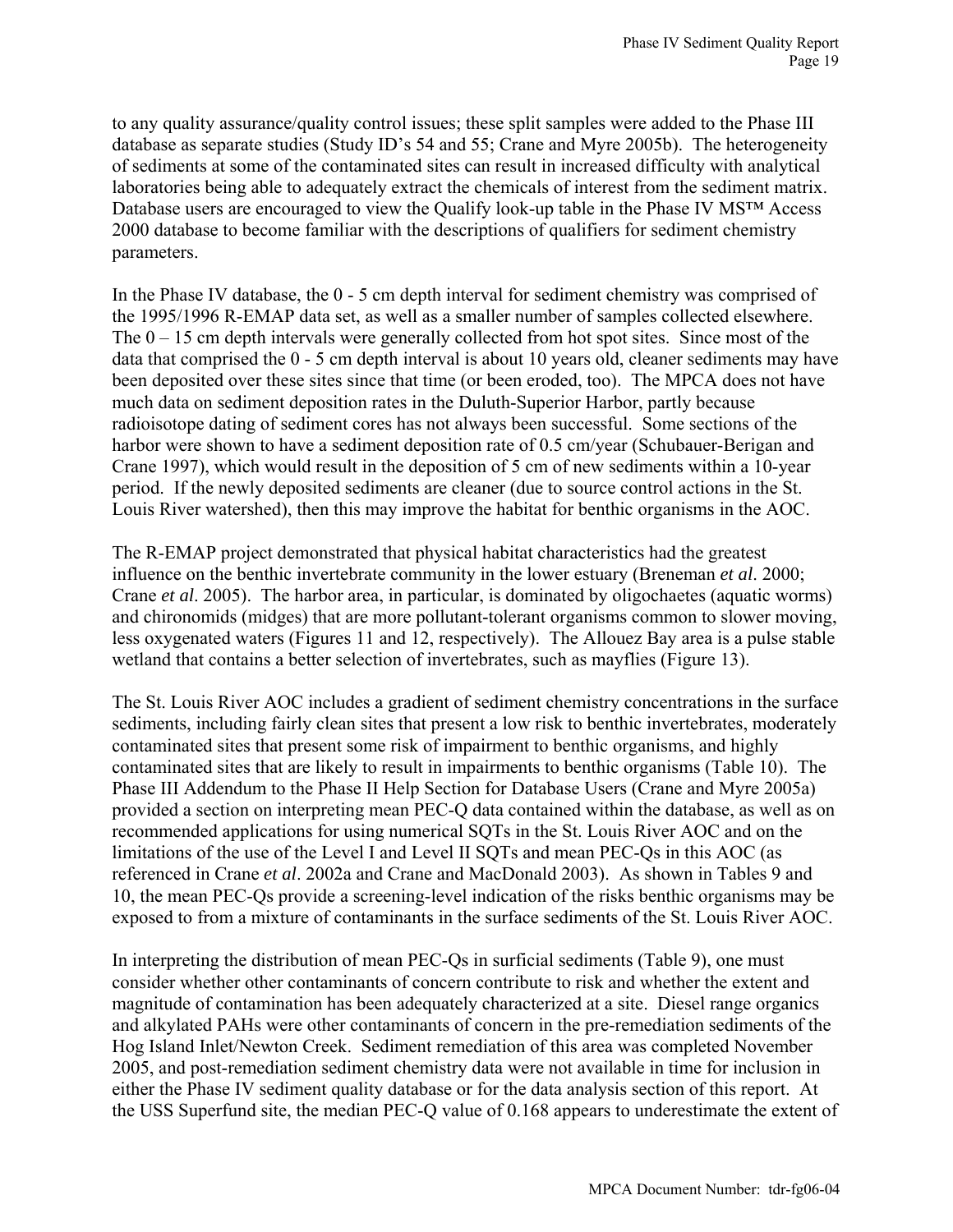to any quality assurance/quality control issues; these split samples were added to the Phase III database as separate studies (Study ID's 54 and 55; Crane and Myre 2005b). The heterogeneity of sediments at some of the contaminated sites can result in increased difficulty with analytical laboratories being able to adequately extract the chemicals of interest from the sediment matrix. Database users are encouraged to view the Qualify look-up table in the Phase IV MS™ Access 2000 database to become familiar with the descriptions of qualifiers for sediment chemistry parameters.

In the Phase IV database, the 0 - 5 cm depth interval for sediment chemistry was comprised of the 1995/1996 R-EMAP data set, as well as a smaller number of samples collected elsewhere. The 0 – 15 cm depth intervals were generally collected from hot spot sites. Since most of the data that comprised the 0 - 5 cm depth interval is about 10 years old, cleaner sediments may have been deposited over these sites since that time (or been eroded, too). The MPCA does not have much data on sediment deposition rates in the Duluth-Superior Harbor, partly because radioisotope dating of sediment cores has not always been successful. Some sections of the harbor were shown to have a sediment deposition rate of 0.5 cm/year (Schubauer-Berigan and Crane 1997), which would result in the deposition of 5 cm of new sediments within a 10-year period. If the newly deposited sediments are cleaner (due to source control actions in the St. Louis River watershed), then this may improve the habitat for benthic organisms in the AOC.

The R-EMAP project demonstrated that physical habitat characteristics had the greatest influence on the benthic invertebrate community in the lower estuary (Breneman *et al*. 2000; Crane *et al*. 2005). The harbor area, in particular, is dominated by oligochaetes (aquatic worms) and chironomids (midges) that are more pollutant-tolerant organisms common to slower moving, less oxygenated waters (Figures 11 and 12, respectively). The Allouez Bay area is a pulse stable wetland that contains a better selection of invertebrates, such as mayflies (Figure 13).

The St. Louis River AOC includes a gradient of sediment chemistry concentrations in the surface sediments, including fairly clean sites that present a low risk to benthic invertebrates, moderately contaminated sites that present some risk of impairment to benthic organisms, and highly contaminated sites that are likely to result in impairments to benthic organisms (Table 10). The Phase III Addendum to the Phase II Help Section for Database Users (Crane and Myre 2005a) provided a section on interpreting mean PEC-Q data contained within the database, as well as on recommended applications for using numerical SQTs in the St. Louis River AOC and on the limitations of the use of the Level I and Level II SQTs and mean PEC-Qs in this AOC (as referenced in Crane *et al*. 2002a and Crane and MacDonald 2003). As shown in Tables 9 and 10, the mean PEC-Qs provide a screening-level indication of the risks benthic organisms may be exposed to from a mixture of contaminants in the surface sediments of the St. Louis River AOC.

In interpreting the distribution of mean PEC-Qs in surficial sediments (Table 9), one must consider whether other contaminants of concern contribute to risk and whether the extent and magnitude of contamination has been adequately characterized at a site. Diesel range organics and alkylated PAHs were other contaminants of concern in the pre-remediation sediments of the Hog Island Inlet/Newton Creek. Sediment remediation of this area was completed November 2005, and post-remediation sediment chemistry data were not available in time for inclusion in either the Phase IV sediment quality database or for the data analysis section of this report. At the USS Superfund site, the median PEC-Q value of 0.168 appears to underestimate the extent of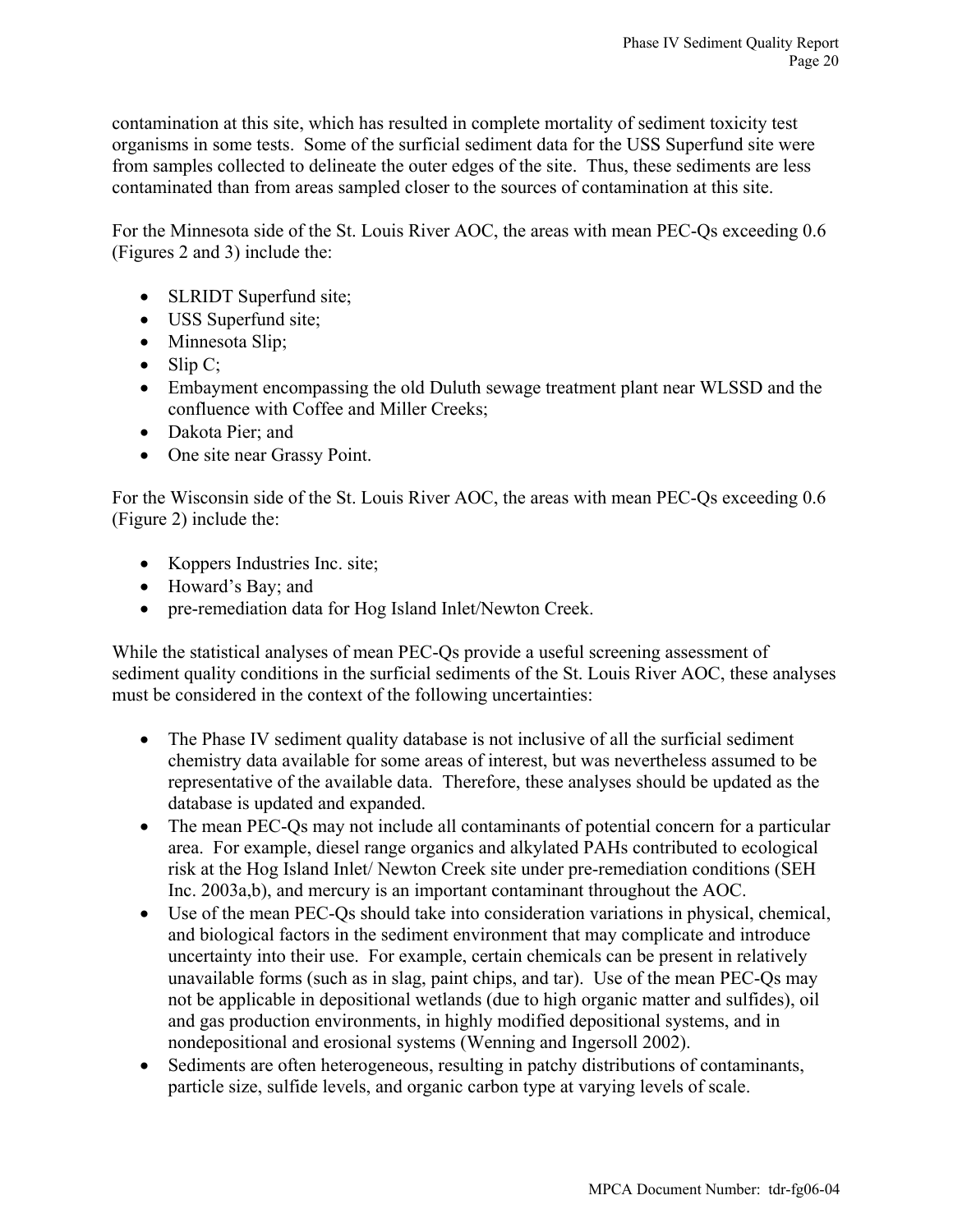contamination at this site, which has resulted in complete mortality of sediment toxicity test organisms in some tests. Some of the surficial sediment data for the USS Superfund site were from samples collected to delineate the outer edges of the site. Thus, these sediments are less contaminated than from areas sampled closer to the sources of contamination at this site.

For the Minnesota side of the St. Louis River AOC, the areas with mean PEC-Qs exceeding 0.6 (Figures 2 and 3) include the:

- SLRIDT Superfund site;
- USS Superfund site;
- Minnesota Slip;
- Slip C;
- Embayment encompassing the old Duluth sewage treatment plant near WLSSD and the confluence with Coffee and Miller Creeks;
- Dakota Pier; and
- One site near Grassy Point.

For the Wisconsin side of the St. Louis River AOC, the areas with mean PEC-Qs exceeding 0.6 (Figure 2) include the:

- Koppers Industries Inc. site;
- Howard's Bay; and
- pre-remediation data for Hog Island Inlet/Newton Creek.

While the statistical analyses of mean PEC-Qs provide a useful screening assessment of sediment quality conditions in the surficial sediments of the St. Louis River AOC, these analyses must be considered in the context of the following uncertainties:

- The Phase IV sediment quality database is not inclusive of all the surficial sediment chemistry data available for some areas of interest, but was nevertheless assumed to be representative of the available data. Therefore, these analyses should be updated as the database is updated and expanded.
- The mean PEC-Qs may not include all contaminants of potential concern for a particular area. For example, diesel range organics and alkylated PAHs contributed to ecological risk at the Hog Island Inlet/ Newton Creek site under pre-remediation conditions (SEH Inc. 2003a,b), and mercury is an important contaminant throughout the AOC.
- Use of the mean PEC-Qs should take into consideration variations in physical, chemical, and biological factors in the sediment environment that may complicate and introduce uncertainty into their use. For example, certain chemicals can be present in relatively unavailable forms (such as in slag, paint chips, and tar). Use of the mean PEC-Qs may not be applicable in depositional wetlands (due to high organic matter and sulfides), oil and gas production environments, in highly modified depositional systems, and in nondepositional and erosional systems (Wenning and Ingersoll 2002).
- Sediments are often heterogeneous, resulting in patchy distributions of contaminants, particle size, sulfide levels, and organic carbon type at varying levels of scale.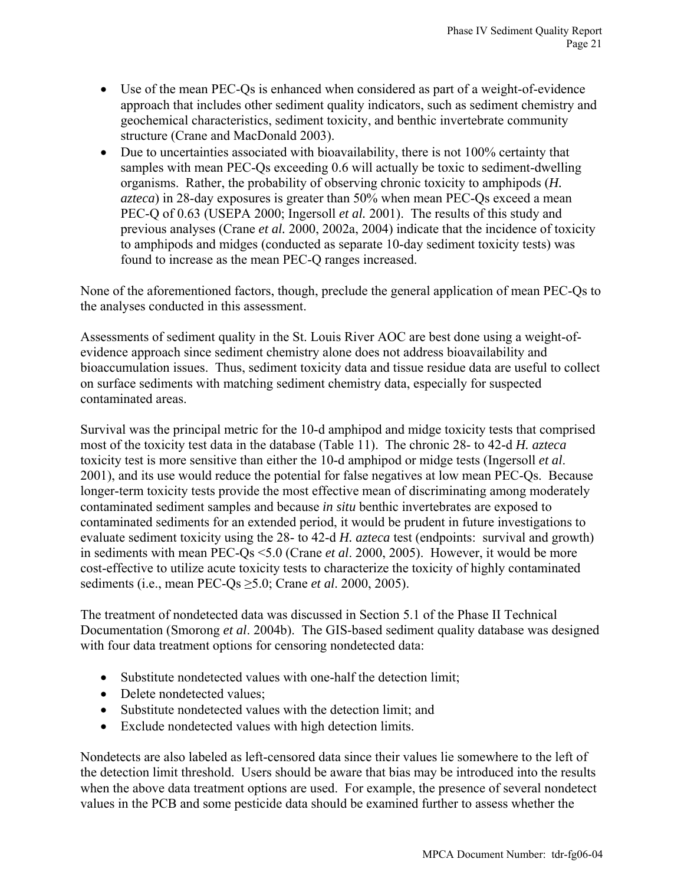- Use of the mean PEC-Qs is enhanced when considered as part of a weight-of-evidence approach that includes other sediment quality indicators, such as sediment chemistry and geochemical characteristics, sediment toxicity, and benthic invertebrate community structure (Crane and MacDonald 2003).
- Due to uncertainties associated with bioavailability, there is not 100% certainty that samples with mean PEC-Qs exceeding 0.6 will actually be toxic to sediment-dwelling organisms. Rather, the probability of observing chronic toxicity to amphipods (*H. azteca*) in 28-day exposures is greater than 50% when mean PEC-Qs exceed a mean PEC-Q of 0.63 (USEPA 2000; Ingersoll *et al.* 2001). The results of this study and previous analyses (Crane *et al.* 2000, 2002a, 2004) indicate that the incidence of toxicity to amphipods and midges (conducted as separate 10-day sediment toxicity tests) was found to increase as the mean PEC-Q ranges increased.

None of the aforementioned factors, though, preclude the general application of mean PEC-Qs to the analyses conducted in this assessment.

Assessments of sediment quality in the St. Louis River AOC are best done using a weight-of-evidence approach since sediment chemistry alone does not address bioavailability and bioaccumulation issues. Thus, sediment toxicity data and tissue residue data are useful to collect on surface sediments with matching sediment chemistry data, especially for suspected contaminated areas.

Survival was the principal metric for the 10-d amphipod and midge toxicity tests that comprised most of the toxicity test data in the database (Table 11). The chronic 28- to 42-d *H. azteca* toxicity test is more sensitive than either the 10-d amphipod or midge tests (Ingersoll *et al*. 2001), and its use would reduce the potential for false negatives at low mean PEC-Qs. Because longer-term toxicity tests provide the most effective mean of discriminating among moderately contaminated sediment samples and because *in situ* benthic invertebrates are exposed to contaminated sediments for an extended period, it would be prudent in future investigations to evaluate sediment toxicity using the 28- to 42-d *H. azteca* test (endpoints: survival and growth) in sediments with mean PEC-Qs <5.0 (Crane *et al*. 2000, 2005). However, it would be more cost-effective to utilize acute toxicity tests to characterize the toxicity of highly contaminated sediments (i.e., mean PEC-Qs ≥5.0; Crane *et al*. 2000, 2005).

The treatment of nondetected data was discussed in Section 5.1 of the Phase II Technical Documentation (Smorong *et al*. 2004b). The GIS-based sediment quality database was designed with four data treatment options for censoring nondetected data:

- Substitute nondetected values with one-half the detection limit;
- Delete nondetected values;
- Substitute nondetected values with the detection limit; and
- Exclude nondetected values with high detection limits.

Nondetects are also labeled as left-censored data since their values lie somewhere to the left of the detection limit threshold. Users should be aware that bias may be introduced into the results when the above data treatment options are used. For example, the presence of several nondetect values in the PCB and some pesticide data should be examined further to assess whether the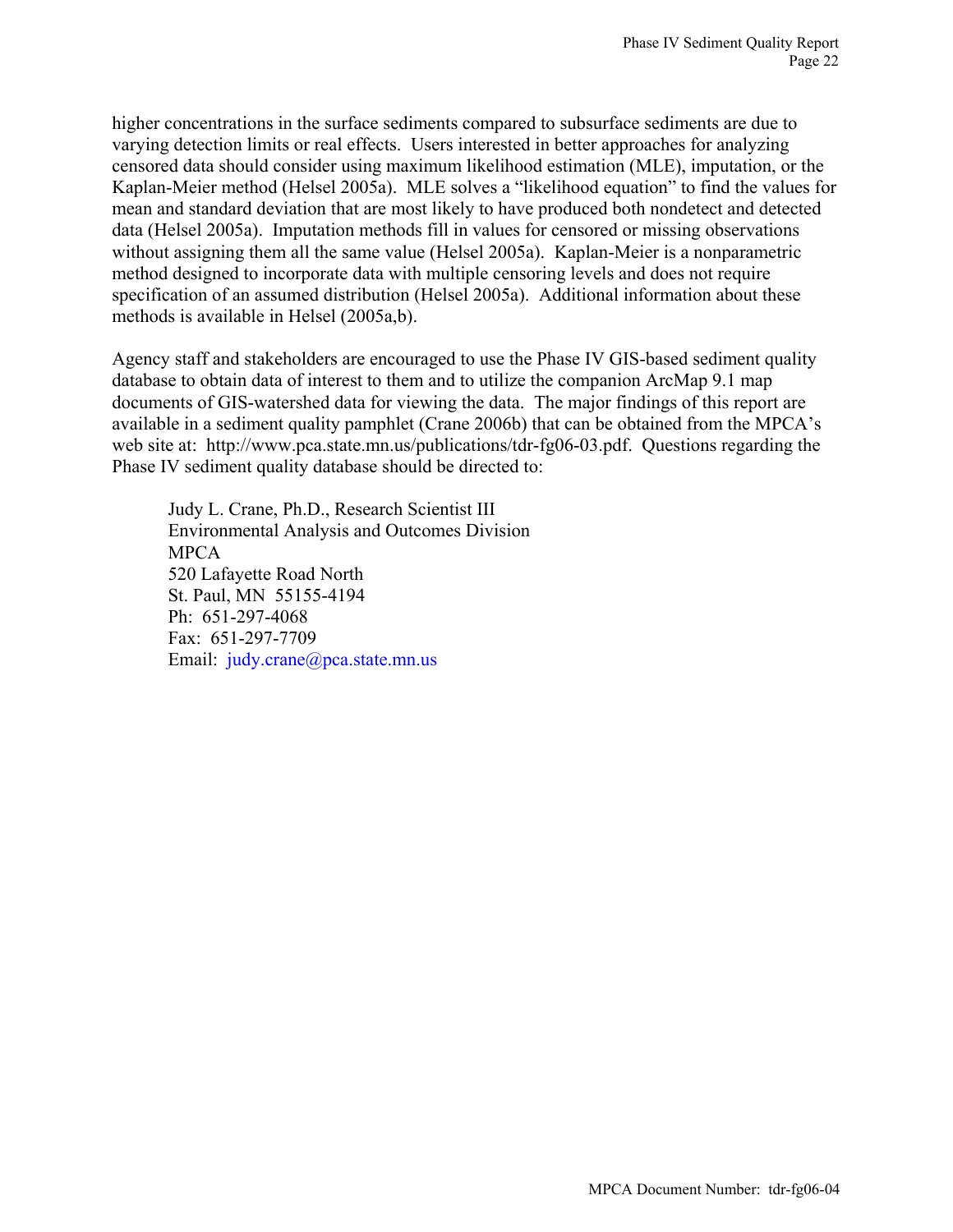higher concentrations in the surface sediments compared to subsurface sediments are due to varying detection limits or real effects. Users interested in better approaches for analyzing censored data should consider using maximum likelihood estimation (MLE), imputation, or the Kaplan-Meier method (Helsel 2005a). MLE solves a "likelihood equation" to find the values for mean and standard deviation that are most likely to have produced both nondetect and detected data (Helsel 2005a). Imputation methods fill in values for censored or missing observations without assigning them all the same value (Helsel 2005a). Kaplan-Meier is a nonparametric method designed to incorporate data with multiple censoring levels and does not require specification of an assumed distribution (Helsel 2005a). Additional information about these methods is available in Helsel (2005a,b).

Agency staff and stakeholders are encouraged to use the Phase IV GIS-based sediment quality database to obtain data of interest to them and to utilize the companion ArcMap 9.1 map documents of GIS-watershed data for viewing the data. The major findings of this report are available in a sediment quality pamphlet (Crane 2006b) that can be obtained from the MPCA's web site at: http://www.pca.state.mn.us/publications/tdr-fg06-03.pdf. Questions regarding the Phase IV sediment quality database should be directed to:

> Judy L. Crane, Ph.D., Research Scientist III
> Environmental Analysis and Outcomes Division
> MPCA
> 520 Lafayette Road North
> St. Paul, MN 55155-4194
> Ph: 651-297-4068
> Fax: 651-297-7709
> Email: judy.crane@pca.state.mn.us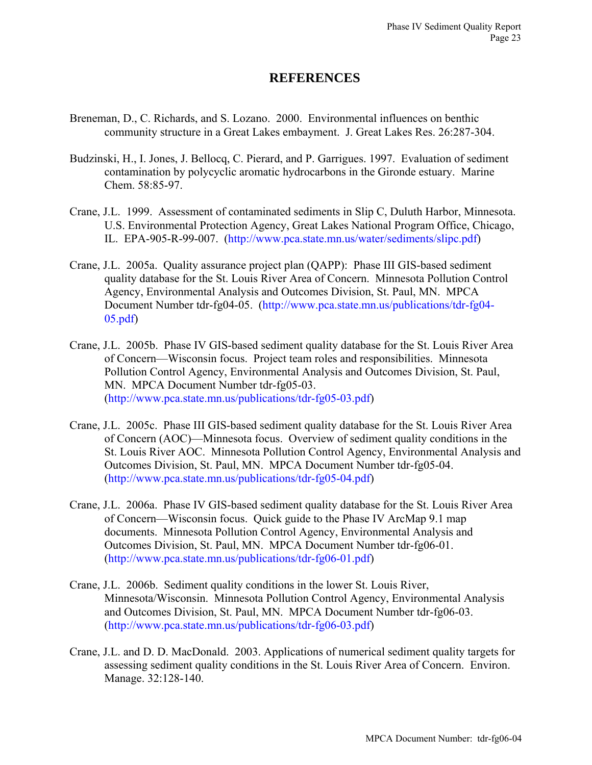# REFERENCES

Breneman, D., C. Richards, and S. Lozano. 2000. Environmental influences on benthic community structure in a Great Lakes embayment. J. Great Lakes Res. 26:287-304.

Budzinski, H., I. Jones, J. Bellocq, C. Pierard, and P. Garrigues. 1997. Evaluation of sediment contamination by polycyclic aromatic hydrocarbons in the Gironde estuary. Marine Chem. 58:85-97.

Crane, J.L. 1999. Assessment of contaminated sediments in Slip C, Duluth Harbor, Minnesota. U.S. Environmental Protection Agency, Great Lakes National Program Office, Chicago, IL. EPA-905-R-99-007. (http://www.pca.state.mn.us/water/sediments/slipc.pdf)

Crane, J.L. 2005a. Quality assurance project plan (QAPP): Phase III GIS-based sediment quality database for the St. Louis River Area of Concern. Minnesota Pollution Control Agency, Environmental Analysis and Outcomes Division, St. Paul, MN. MPCA Document Number tdr-fg04-05. (http://www.pca.state.mn.us/publications/tdr-fg04-05.pdf)

Crane, J.L. 2005b. Phase IV GIS-based sediment quality database for the St. Louis River Area of Concern—Wisconsin focus. Project team roles and responsibilities. Minnesota Pollution Control Agency, Environmental Analysis and Outcomes Division, St. Paul, MN. MPCA Document Number tdr-fg05-03. (http://www.pca.state.mn.us/publications/tdr-fg05-03.pdf)

Crane, J.L. 2005c. Phase III GIS-based sediment quality database for the St. Louis River Area of Concern (AOC)—Minnesota focus. Overview of sediment quality conditions in the St. Louis River AOC. Minnesota Pollution Control Agency, Environmental Analysis and Outcomes Division, St. Paul, MN. MPCA Document Number tdr-fg05-04. (http://www.pca.state.mn.us/publications/tdr-fg05-04.pdf)

Crane, J.L. 2006a. Phase IV GIS-based sediment quality database for the St. Louis River Area of Concern—Wisconsin focus. Quick guide to the Phase IV ArcMap 9.1 map documents. Minnesota Pollution Control Agency, Environmental Analysis and Outcomes Division, St. Paul, MN. MPCA Document Number tdr-fg06-01. (http://www.pca.state.mn.us/publications/tdr-fg06-01.pdf)

Crane, J.L. 2006b. Sediment quality conditions in the lower St. Louis River, Minnesota/Wisconsin. Minnesota Pollution Control Agency, Environmental Analysis and Outcomes Division, St. Paul, MN. MPCA Document Number tdr-fg06-03. (http://www.pca.state.mn.us/publications/tdr-fg06-03.pdf)

Crane, J.L. and D. D. MacDonald. 2003. Applications of numerical sediment quality targets for assessing sediment quality conditions in the St. Louis River Area of Concern. Environ. Manage. 32:128-140.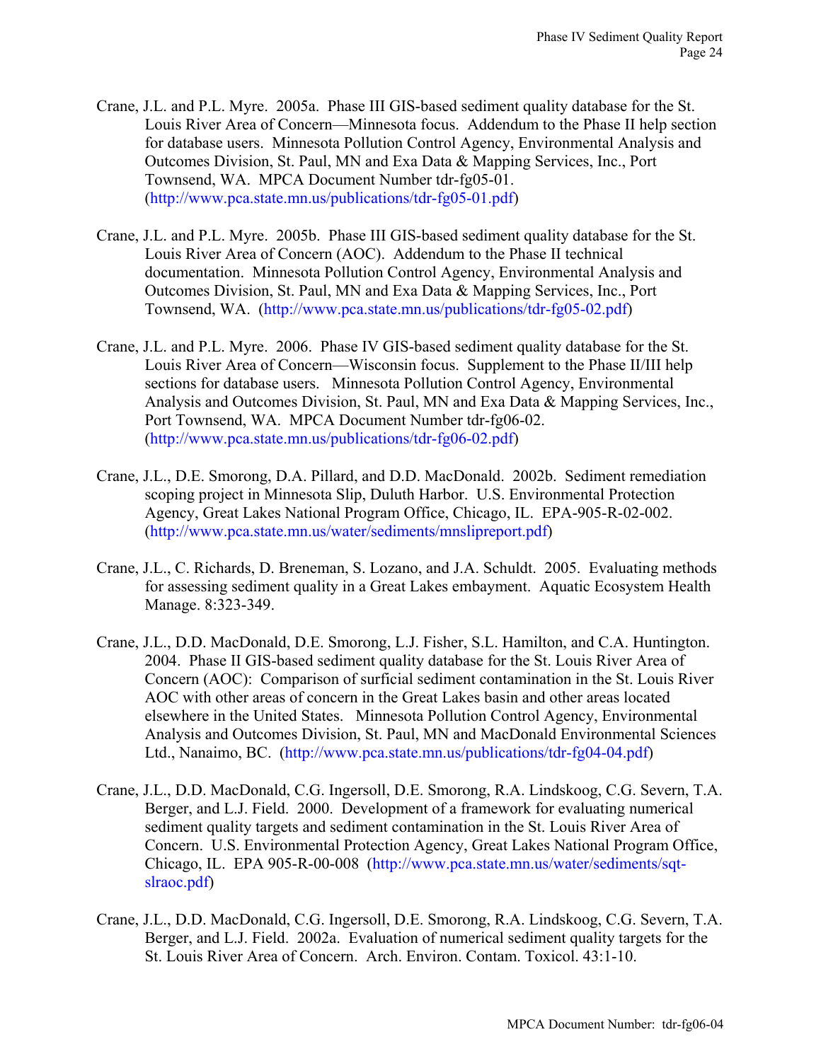Crane, J.L. and P.L. Myre. 2005a. Phase III GIS-based sediment quality database for the St. Louis River Area of Concern—Minnesota focus. Addendum to the Phase II help section for database users. Minnesota Pollution Control Agency, Environmental Analysis and Outcomes Division, St. Paul, MN and Exa Data & Mapping Services, Inc., Port Townsend, WA. MPCA Document Number tdr-fg05-01. (http://www.pca.state.mn.us/publications/tdr-fg05-01.pdf)

Crane, J.L. and P.L. Myre. 2005b. Phase III GIS-based sediment quality database for the St. Louis River Area of Concern (AOC). Addendum to the Phase II technical documentation. Minnesota Pollution Control Agency, Environmental Analysis and Outcomes Division, St. Paul, MN and Exa Data & Mapping Services, Inc., Port Townsend, WA. (http://www.pca.state.mn.us/publications/tdr-fg05-02.pdf)

Crane, J.L. and P.L. Myre. 2006. Phase IV GIS-based sediment quality database for the St. Louis River Area of Concern—Wisconsin focus. Supplement to the Phase II/III help sections for database users. Minnesota Pollution Control Agency, Environmental Analysis and Outcomes Division, St. Paul, MN and Exa Data & Mapping Services, Inc., Port Townsend, WA. MPCA Document Number tdr-fg06-02. (http://www.pca.state.mn.us/publications/tdr-fg06-02.pdf)

Crane, J.L., D.E. Smorong, D.A. Pillard, and D.D. MacDonald. 2002b. Sediment remediation scoping project in Minnesota Slip, Duluth Harbor. U.S. Environmental Protection Agency, Great Lakes National Program Office, Chicago, IL. EPA-905-R-02-002. (http://www.pca.state.mn.us/water/sediments/mnslipreport.pdf)

Crane, J.L., C. Richards, D. Breneman, S. Lozano, and J.A. Schuldt. 2005. Evaluating methods for assessing sediment quality in a Great Lakes embayment. Aquatic Ecosystem Health Manage. 8:323-349.

Crane, J.L., D.D. MacDonald, D.E. Smorong, L.J. Fisher, S.L. Hamilton, and C.A. Huntington. 2004. Phase II GIS-based sediment quality database for the St. Louis River Area of Concern (AOC): Comparison of surficial sediment contamination in the St. Louis River AOC with other areas of concern in the Great Lakes basin and other areas located elsewhere in the United States. Minnesota Pollution Control Agency, Environmental Analysis and Outcomes Division, St. Paul, MN and MacDonald Environmental Sciences Ltd., Nanaimo, BC. (http://www.pca.state.mn.us/publications/tdr-fg04-04.pdf)

Crane, J.L., D.D. MacDonald, C.G. Ingersoll, D.E. Smorong, R.A. Lindskoog, C.G. Severn, T.A. Berger, and L.J. Field. 2000. Development of a framework for evaluating numerical sediment quality targets and sediment contamination in the St. Louis River Area of Concern. U.S. Environmental Protection Agency, Great Lakes National Program Office, Chicago, IL. EPA 905-R-00-008 (http://www.pca.state.mn.us/water/sediments/sqt-slraoc.pdf)

Crane, J.L., D.D. MacDonald, C.G. Ingersoll, D.E. Smorong, R.A. Lindskoog, C.G. Severn, T.A. Berger, and L.J. Field. 2002a. Evaluation of numerical sediment quality targets for the St. Louis River Area of Concern. Arch. Environ. Contam. Toxicol. 43:1-10.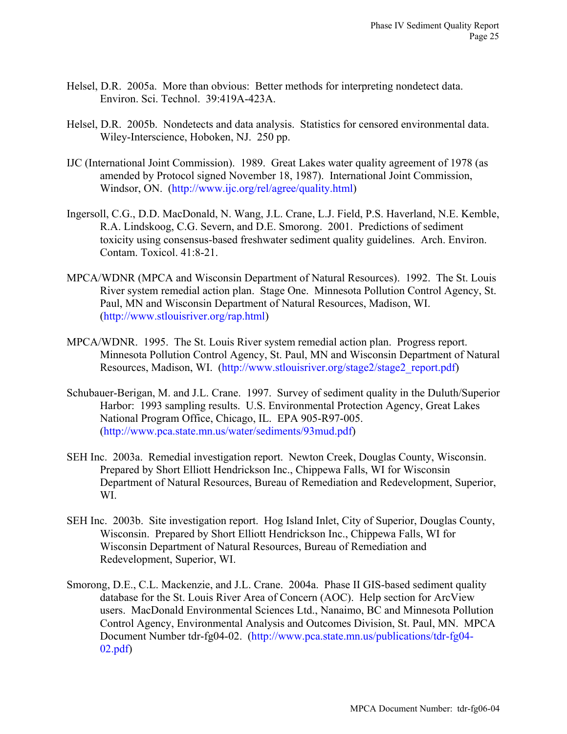Helsel, D.R. 2005a. More than obvious: Better methods for interpreting nondetect data. Environ. Sci. Technol. 39:419A-423A.

Helsel, D.R. 2005b. Nondetects and data analysis. Statistics for censored environmental data. Wiley-Interscience, Hoboken, NJ. 250 pp.

IJC (International Joint Commission). 1989. Great Lakes water quality agreement of 1978 (as amended by Protocol signed November 18, 1987). International Joint Commission, Windsor, ON. (http://www.ijc.org/rel/agree/quality.html)

Ingersoll, C.G., D.D. MacDonald, N. Wang, J.L. Crane, L.J. Field, P.S. Haverland, N.E. Kemble, R.A. Lindskoog, C.G. Severn, and D.E. Smorong. 2001. Predictions of sediment toxicity using consensus-based freshwater sediment quality guidelines. Arch. Environ. Contam. Toxicol. 41:8-21.

MPCA/WDNR (MPCA and Wisconsin Department of Natural Resources). 1992. The St. Louis River system remedial action plan. Stage One. Minnesota Pollution Control Agency, St. Paul, MN and Wisconsin Department of Natural Resources, Madison, WI. (http://www.stlouisriver.org/rap.html)

MPCA/WDNR. 1995. The St. Louis River system remedial action plan. Progress report. Minnesota Pollution Control Agency, St. Paul, MN and Wisconsin Department of Natural Resources, Madison, WI. (http://www.stlouisriver.org/stage2/stage2_report.pdf)

Schubauer-Berigan, M. and J.L. Crane. 1997. Survey of sediment quality in the Duluth/Superior Harbor: 1993 sampling results. U.S. Environmental Protection Agency, Great Lakes National Program Office, Chicago, IL. EPA 905-R97-005. (http://www.pca.state.mn.us/water/sediments/93mud.pdf)

SEH Inc. 2003a. Remedial investigation report. Newton Creek, Douglas County, Wisconsin. Prepared by Short Elliott Hendrickson Inc., Chippewa Falls, WI for Wisconsin Department of Natural Resources, Bureau of Remediation and Redevelopment, Superior, WI.

SEH Inc. 2003b. Site investigation report. Hog Island Inlet, City of Superior, Douglas County, Wisconsin. Prepared by Short Elliott Hendrickson Inc., Chippewa Falls, WI for Wisconsin Department of Natural Resources, Bureau of Remediation and Redevelopment, Superior, WI.

Smorong, D.E., C.L. Mackenzie, and J.L. Crane. 2004a. Phase II GIS-based sediment quality database for the St. Louis River Area of Concern (AOC). Help section for ArcView users. MacDonald Environmental Sciences Ltd., Nanaimo, BC and Minnesota Pollution Control Agency, Environmental Analysis and Outcomes Division, St. Paul, MN. MPCA Document Number tdr-fg04-02. (http://www.pca.state.mn.us/publications/tdr-fg04-02.pdf)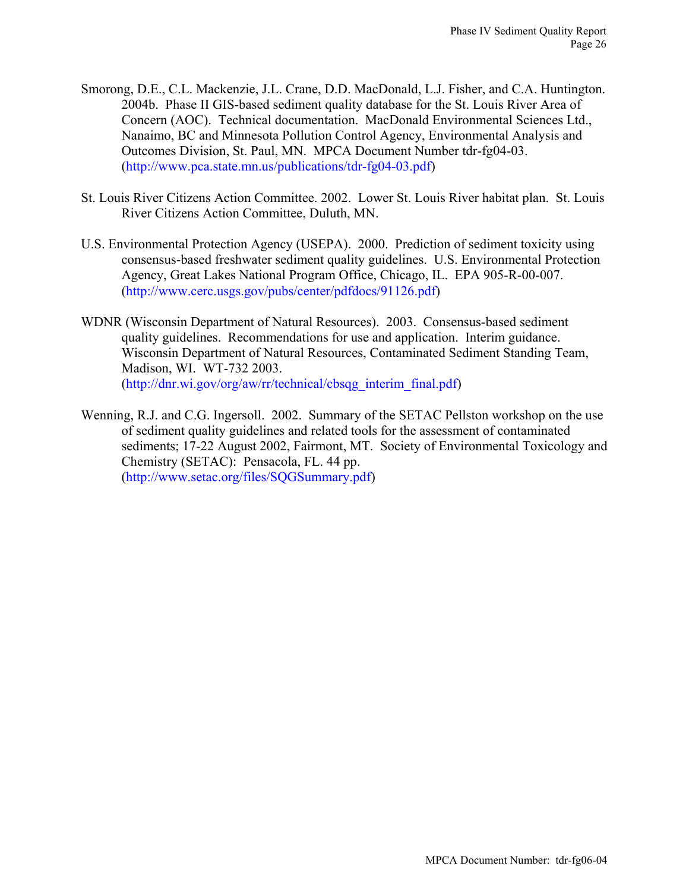Smorong, D.E., C.L. Mackenzie, J.L. Crane, D.D. MacDonald, L.J. Fisher, and C.A. Huntington. 2004b. Phase II GIS-based sediment quality database for the St. Louis River Area of Concern (AOC). Technical documentation. MacDonald Environmental Sciences Ltd., Nanaimo, BC and Minnesota Pollution Control Agency, Environmental Analysis and Outcomes Division, St. Paul, MN. MPCA Document Number tdr-fg04-03. (http://www.pca.state.mn.us/publications/tdr-fg04-03.pdf)

St. Louis River Citizens Action Committee. 2002. Lower St. Louis River habitat plan. St. Louis River Citizens Action Committee, Duluth, MN.

U.S. Environmental Protection Agency (USEPA). 2000. Prediction of sediment toxicity using consensus-based freshwater sediment quality guidelines. U.S. Environmental Protection Agency, Great Lakes National Program Office, Chicago, IL. EPA 905-R-00-007. (http://www.cerc.usgs.gov/pubs/center/pdfdocs/91126.pdf)

WDNR (Wisconsin Department of Natural Resources). 2003. Consensus-based sediment quality guidelines. Recommendations for use and application. Interim guidance. Wisconsin Department of Natural Resources, Contaminated Sediment Standing Team, Madison, WI. WT-732 2003. (http://dnr.wi.gov/org/aw/rr/technical/cbsqg_interim_final.pdf)

Wenning, R.J. and C.G. Ingersoll. 2002. Summary of the SETAC Pellston workshop on the use of sediment quality guidelines and related tools for the assessment of contaminated sediments; 17-22 August 2002, Fairmont, MT. Society of Environmental Toxicology and Chemistry (SETAC): Pensacola, FL. 44 pp. (http://www.setac.org/files/SQGSummary.pdf)